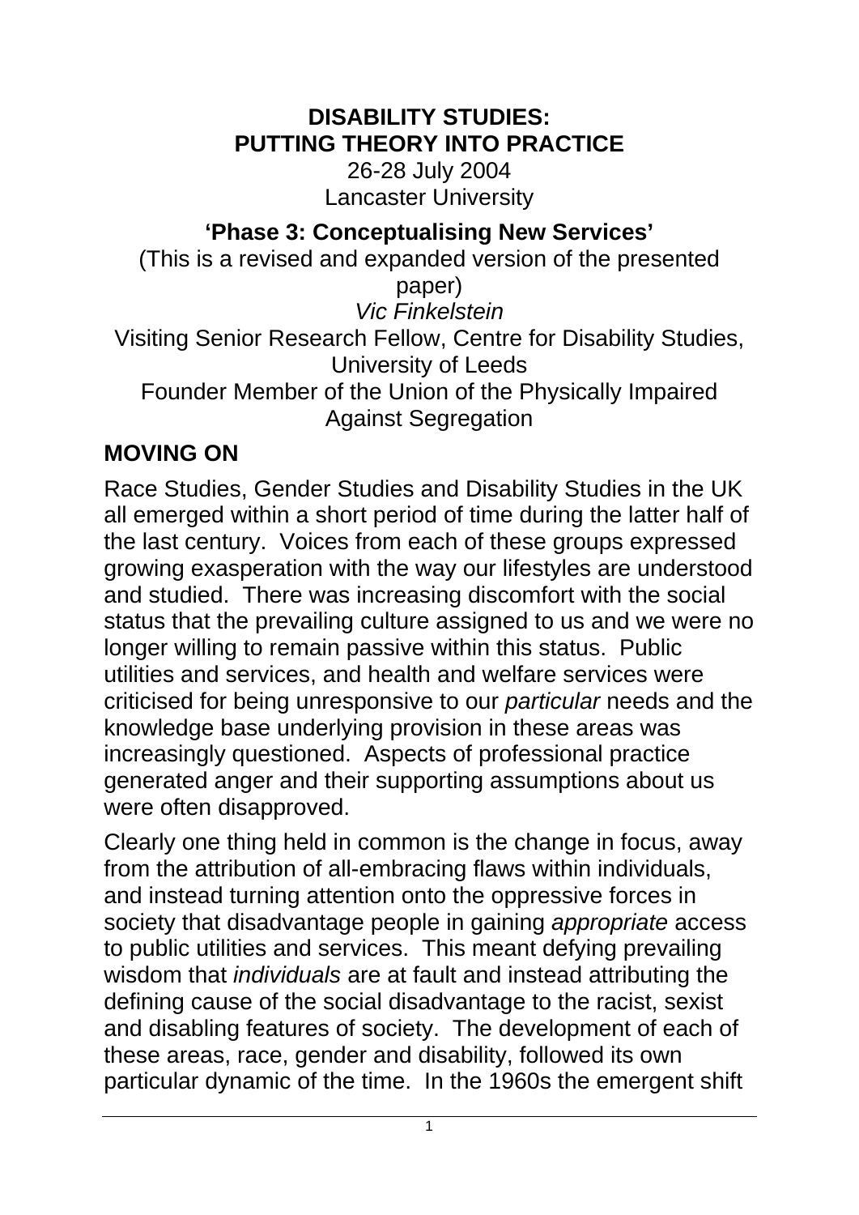**DISABILITY STUDIES:**
**PUTTING THEORY INTO PRACTICE**

26-28 July 2004
Lancaster University

# 'Phase 3: Conceptualising New Services'

(This is a revised and expanded version of the presented paper)

*Vic Finkelstein*

Visiting Senior Research Fellow, Centre for Disability Studies, University of Leeds

Founder Member of the Union of the Physically Impaired Against Segregation

## MOVING ON

Race Studies, Gender Studies and Disability Studies in the UK all emerged within a short period of time during the latter half of the last century. Voices from each of these groups expressed growing exasperation with the way our lifestyles are understood and studied. There was increasing discomfort with the social status that the prevailing culture assigned to us and we were no longer willing to remain passive within this status. Public utilities and services, and health and welfare services were criticised for being unresponsive to our *particular* needs and the knowledge base underlying provision in these areas was increasingly questioned. Aspects of professional practice generated anger and their supporting assumptions about us were often disapproved.

Clearly one thing held in common is the change in focus, away from the attribution of all-embracing flaws within individuals, and instead turning attention onto the oppressive forces in society that disadvantage people in gaining *appropriate* access to public utilities and services. This meant defying prevailing wisdom that *individuals* are at fault and instead attributing the defining cause of the social disadvantage to the racist, sexist and disabling features of society. The development of each of these areas, race, gender and disability, followed its own particular dynamic of the time. In the 1960s the emergent shift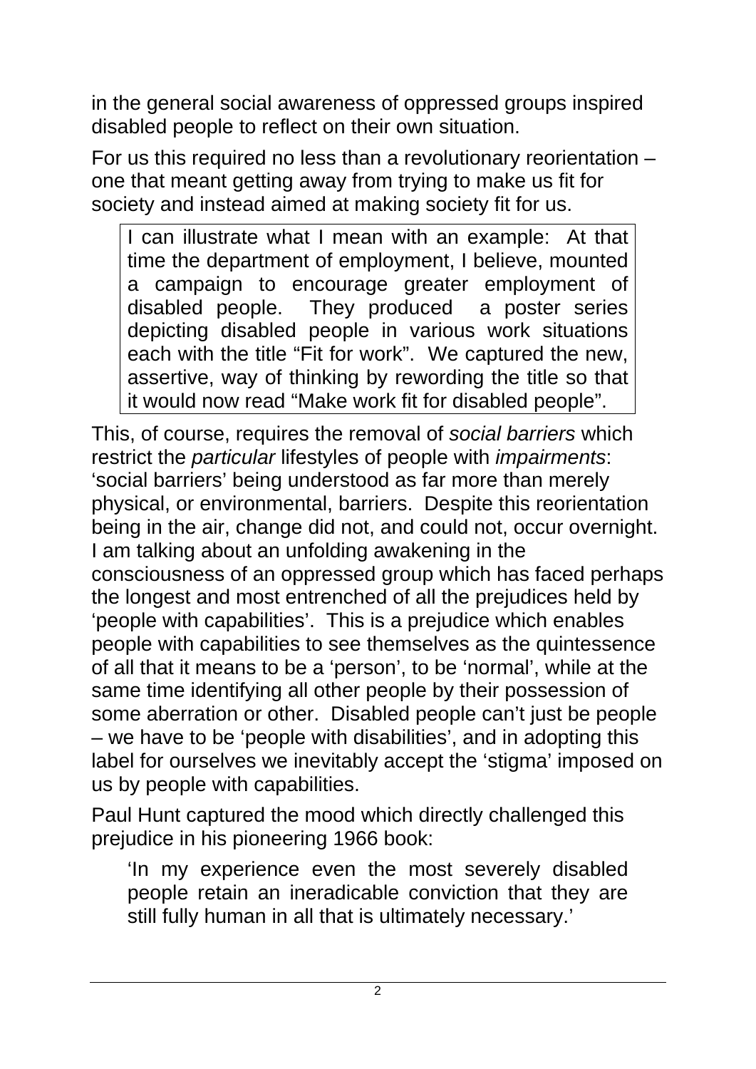in the general social awareness of oppressed groups inspired disabled people to reflect on their own situation.

For us this required no less than a revolutionary reorientation – one that meant getting away from trying to make us fit for society and instead aimed at making society fit for us.

> I can illustrate what I mean with an example: At that time the department of employment, I believe, mounted a campaign to encourage greater employment of disabled people. They produced a poster series depicting disabled people in various work situations each with the title "Fit for work". We captured the new, assertive, way of thinking by rewording the title so that it would now read "Make work fit for disabled people".

This, of course, requires the removal of *social barriers* which restrict the *particular* lifestyles of people with *impairments*: 'social barriers' being understood as far more than merely physical, or environmental, barriers. Despite this reorientation being in the air, change did not, and could not, occur overnight. I am talking about an unfolding awakening in the consciousness of an oppressed group which has faced perhaps the longest and most entrenched of all the prejudices held by 'people with capabilities'. This is a prejudice which enables people with capabilities to see themselves as the quintessence of all that it means to be a 'person', to be 'normal', while at the same time identifying all other people by their possession of some aberration or other. Disabled people can't just be people – we have to be 'people with disabilities', and in adopting this label for ourselves we inevitably accept the 'stigma' imposed on us by people with capabilities.

Paul Hunt captured the mood which directly challenged this prejudice in his pioneering 1966 book:

> 'In my experience even the most severely disabled people retain an ineradicable conviction that they are still fully human in all that is ultimately necessary.'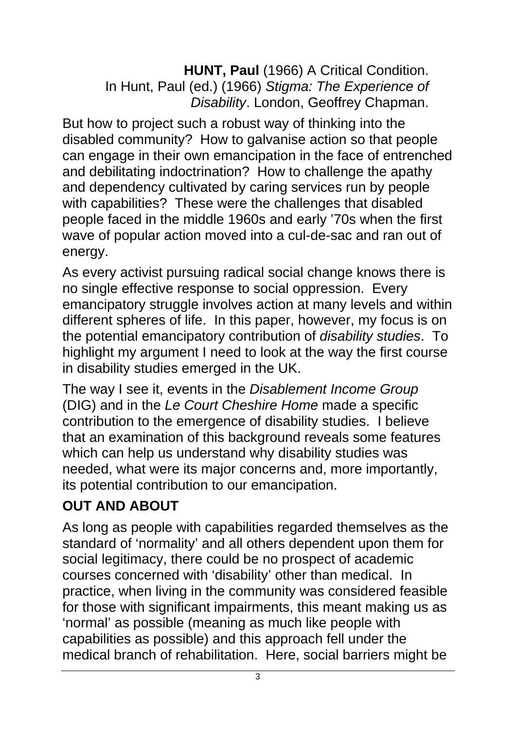**HUNT, Paul** (1966) A Critical Condition. In Hunt, Paul (ed.) (1966) *Stigma: The Experience of Disability*. London, Geoffrey Chapman.

But how to project such a robust way of thinking into the disabled community? How to galvanise action so that people can engage in their own emancipation in the face of entrenched and debilitating indoctrination? How to challenge the apathy and dependency cultivated by caring services run by people with capabilities? These were the challenges that disabled people faced in the middle 1960s and early '70s when the first wave of popular action moved into a cul-de-sac and ran out of energy.

As every activist pursuing radical social change knows there is no single effective response to social oppression. Every emancipatory struggle involves action at many levels and within different spheres of life. In this paper, however, my focus is on the potential emancipatory contribution of *disability studies*. To highlight my argument I need to look at the way the first course in disability studies emerged in the UK.

The way I see it, events in the *Disablement Income Group* (DIG) and in the *Le Court Cheshire Home* made a specific contribution to the emergence of disability studies. I believe that an examination of this background reveals some features which can help us understand why disability studies was needed, what were its major concerns and, more importantly, its potential contribution to our emancipation.

## OUT AND ABOUT

As long as people with capabilities regarded themselves as the standard of 'normality' and all others dependent upon them for social legitimacy, there could be no prospect of academic courses concerned with 'disability' other than medical. In practice, when living in the community was considered feasible for those with significant impairments, this meant making us as 'normal' as possible (meaning as much like people with capabilities as possible) and this approach fell under the medical branch of rehabilitation. Here, social barriers might be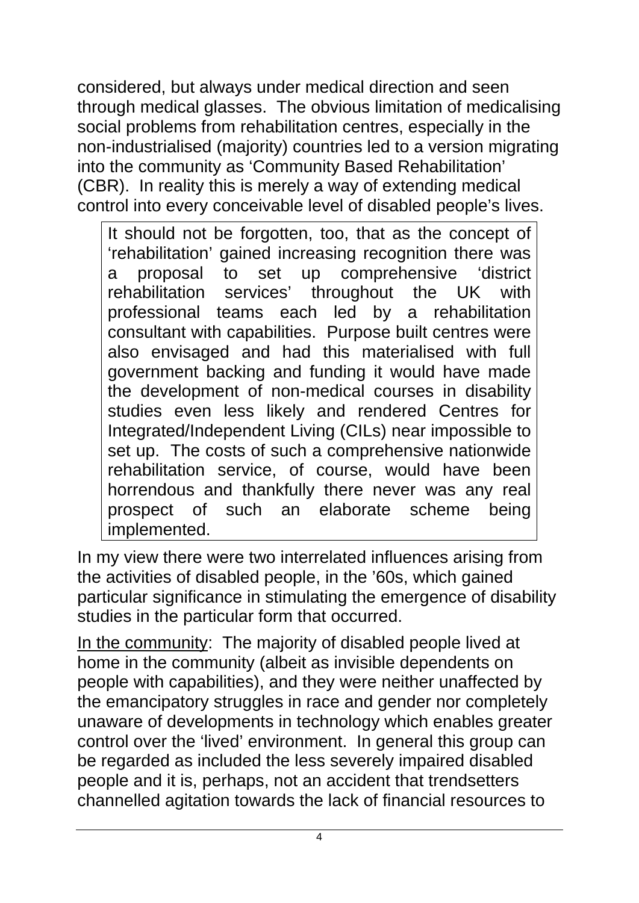considered, but always under medical direction and seen through medical glasses. The obvious limitation of medicalising social problems from rehabilitation centres, especially in the non-industrialised (majority) countries led to a version migrating into the community as 'Community Based Rehabilitation' (CBR). In reality this is merely a way of extending medical control into every conceivable level of disabled people's lives.

> It should not be forgotten, too, that as the concept of 'rehabilitation' gained increasing recognition there was a proposal to set up comprehensive 'district rehabilitation services' throughout the UK with professional teams each led by a rehabilitation consultant with capabilities. Purpose built centres were also envisaged and had this materialised with full government backing and funding it would have made the development of non-medical courses in disability studies even less likely and rendered Centres for Integrated/Independent Living (CILs) near impossible to set up. The costs of such a comprehensive nationwide rehabilitation service, of course, would have been horrendous and thankfully there never was any real prospect of such an elaborate scheme being implemented.

In my view there were two interrelated influences arising from the activities of disabled people, in the '60s, which gained particular significance in stimulating the emergence of disability studies in the particular form that occurred.

In the community: The majority of disabled people lived at home in the community (albeit as invisible dependents on people with capabilities), and they were neither unaffected by the emancipatory struggles in race and gender nor completely unaware of developments in technology which enables greater control over the 'lived' environment. In general this group can be regarded as included the less severely impaired disabled people and it is, perhaps, not an accident that trendsetters channelled agitation towards the lack of financial resources to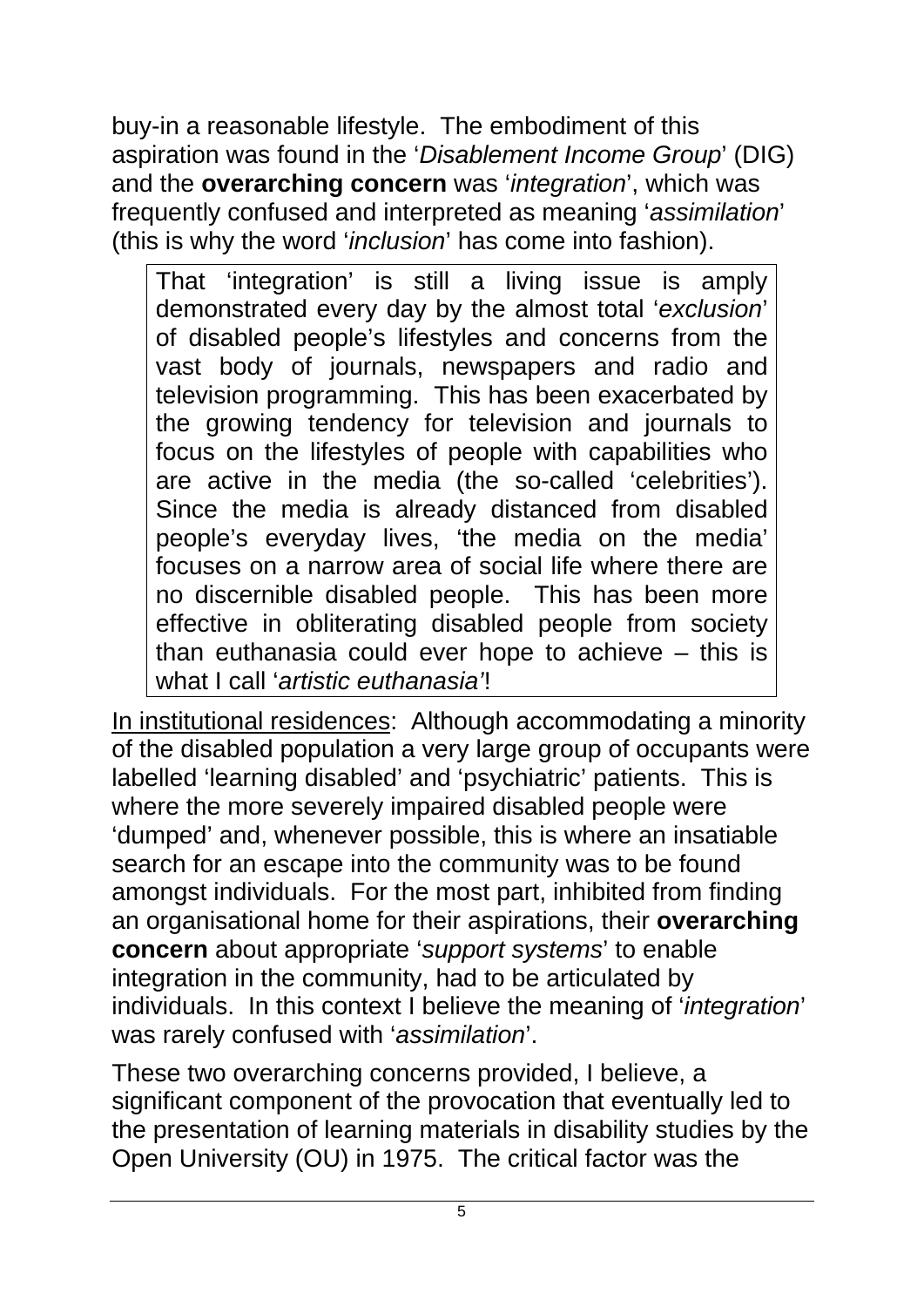buy-in a reasonable lifestyle. The embodiment of this aspiration was found in the '*Disablement Income Group*' (DIG) and the **overarching concern** was '*integration*', which was frequently confused and interpreted as meaning '*assimilation*' (this is why the word '*inclusion*' has come into fashion).

> That 'integration' is still a living issue is amply demonstrated every day by the almost total '*exclusion*' of disabled people's lifestyles and concerns from the vast body of journals, newspapers and radio and television programming. This has been exacerbated by the growing tendency for television and journals to focus on the lifestyles of people with capabilities who are active in the media (the so-called 'celebrities'). Since the media is already distanced from disabled people's everyday lives, 'the media on the media' focuses on a narrow area of social life where there are no discernible disabled people. This has been more effective in obliterating disabled people from society than euthanasia could ever hope to achieve – this is what I call '*artistic euthanasia*'!

<u>In institutional residences</u>: Although accommodating a minority of the disabled population a very large group of occupants were labelled 'learning disabled' and 'psychiatric' patients. This is where the more severely impaired disabled people were 'dumped' and, whenever possible, this is where an insatiable search for an escape into the community was to be found amongst individuals. For the most part, inhibited from finding an organisational home for their aspirations, their **overarching concern** about appropriate '*support systems*' to enable integration in the community, had to be articulated by individuals. In this context I believe the meaning of '*integration*' was rarely confused with '*assimilation*'.

These two overarching concerns provided, I believe, a significant component of the provocation that eventually led to the presentation of learning materials in disability studies by the Open University (OU) in 1975. The critical factor was the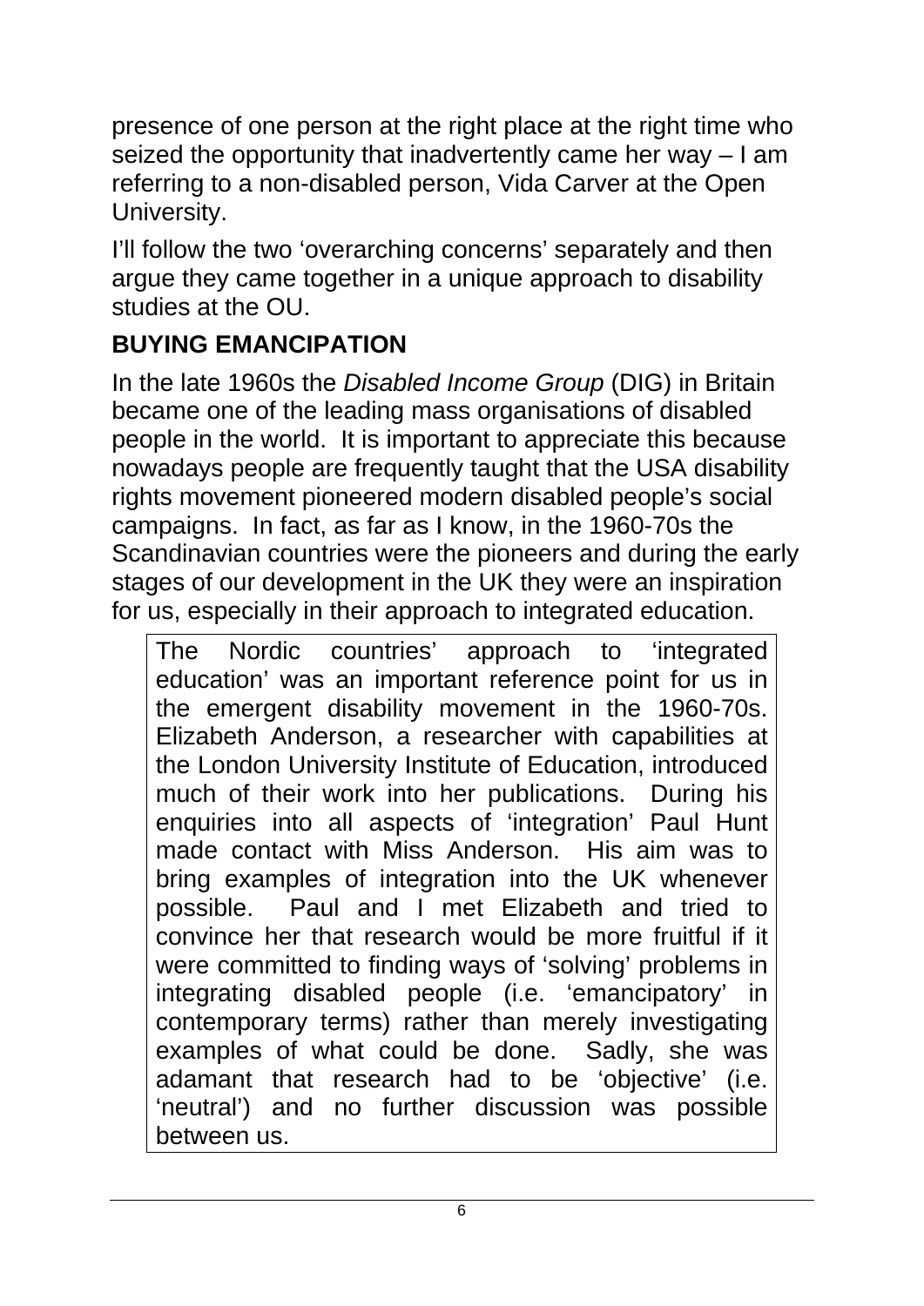presence of one person at the right place at the right time who seized the opportunity that inadvertently came her way – I am referring to a non-disabled person, Vida Carver at the Open University.

I'll follow the two 'overarching concerns' separately and then argue they came together in a unique approach to disability studies at the OU.

## BUYING EMANCIPATION

In the late 1960s the *Disabled Income Group* (DIG) in Britain became one of the leading mass organisations of disabled people in the world. It is important to appreciate this because nowadays people are frequently taught that the USA disability rights movement pioneered modern disabled people's social campaigns. In fact, as far as I know, in the 1960-70s the Scandinavian countries were the pioneers and during the early stages of our development in the UK they were an inspiration for us, especially in their approach to integrated education.

> The Nordic countries' approach to 'integrated education' was an important reference point for us in the emergent disability movement in the 1960-70s. Elizabeth Anderson, a researcher with capabilities at the London University Institute of Education, introduced much of their work into her publications. During his enquiries into all aspects of 'integration' Paul Hunt made contact with Miss Anderson. His aim was to bring examples of integration into the UK whenever possible. Paul and I met Elizabeth and tried to convince her that research would be more fruitful if it were committed to finding ways of 'solving' problems in integrating disabled people (i.e. 'emancipatory' in contemporary terms) rather than merely investigating examples of what could be done. Sadly, she was adamant that research had to be 'objective' (i.e. 'neutral') and no further discussion was possible between us.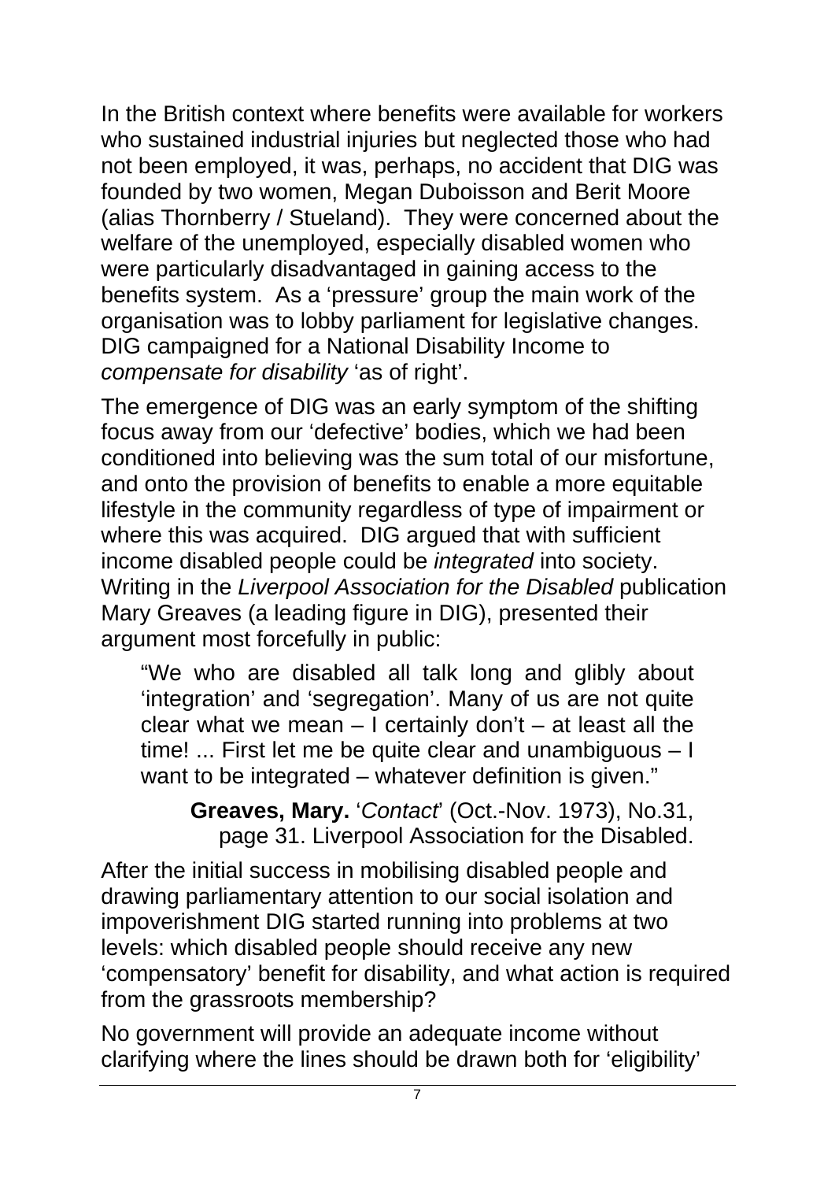In the British context where benefits were available for workers who sustained industrial injuries but neglected those who had not been employed, it was, perhaps, no accident that DIG was founded by two women, Megan Duboisson and Berit Moore (alias Thornberry / Stueland). They were concerned about the welfare of the unemployed, especially disabled women who were particularly disadvantaged in gaining access to the benefits system. As a 'pressure' group the main work of the organisation was to lobby parliament for legislative changes. DIG campaigned for a National Disability Income to *compensate for disability* 'as of right'.

The emergence of DIG was an early symptom of the shifting focus away from our 'defective' bodies, which we had been conditioned into believing was the sum total of our misfortune, and onto the provision of benefits to enable a more equitable lifestyle in the community regardless of type of impairment or where this was acquired. DIG argued that with sufficient income disabled people could be *integrated* into society. Writing in the *Liverpool Association for the Disabled* publication Mary Greaves (a leading figure in DIG), presented their argument most forcefully in public:

> "We who are disabled all talk long and glibly about 'integration' and 'segregation'. Many of us are not quite clear what we mean – I certainly don't – at least all the time! ... First let me be quite clear and unambiguous – I want to be integrated – whatever definition is given."
>
> **Greaves, Mary.** '*Contact*' (Oct.-Nov. 1973), No.31, page 31. Liverpool Association for the Disabled.

After the initial success in mobilising disabled people and drawing parliamentary attention to our social isolation and impoverishment DIG started running into problems at two levels: which disabled people should receive any new 'compensatory' benefit for disability, and what action is required from the grassroots membership?

No government will provide an adequate income without clarifying where the lines should be drawn both for 'eligibility'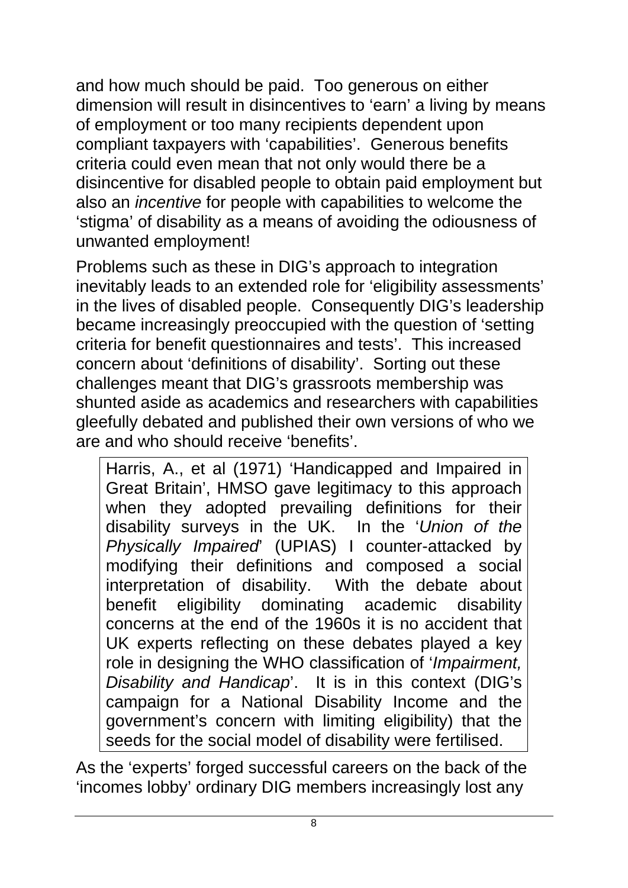and how much should be paid. Too generous on either dimension will result in disincentives to 'earn' a living by means of employment or too many recipients dependent upon compliant taxpayers with 'capabilities'. Generous benefits criteria could even mean that not only would there be a disincentive for disabled people to obtain paid employment but also an *incentive* for people with capabilities to welcome the 'stigma' of disability as a means of avoiding the odiousness of unwanted employment!

Problems such as these in DIG's approach to integration inevitably leads to an extended role for 'eligibility assessments' in the lives of disabled people. Consequently DIG's leadership became increasingly preoccupied with the question of 'setting criteria for benefit questionnaires and tests'. This increased concern about 'definitions of disability'. Sorting out these challenges meant that DIG's grassroots membership was shunted aside as academics and researchers with capabilities gleefully debated and published their own versions of who we are and who should receive 'benefits'.

> Harris, A., et al (1971) 'Handicapped and Impaired in Great Britain', HMSO gave legitimacy to this approach when they adopted prevailing definitions for their disability surveys in the UK. In the '*Union of the Physically Impaired*' (UPIAS) I counter-attacked by modifying their definitions and composed a social interpretation of disability. With the debate about benefit eligibility dominating academic disability concerns at the end of the 1960s it is no accident that UK experts reflecting on these debates played a key role in designing the WHO classification of '*Impairment, Disability and Handicap*'. It is in this context (DIG's campaign for a National Disability Income and the government's concern with limiting eligibility) that the seeds for the social model of disability were fertilised.

As the 'experts' forged successful careers on the back of the 'incomes lobby' ordinary DIG members increasingly lost any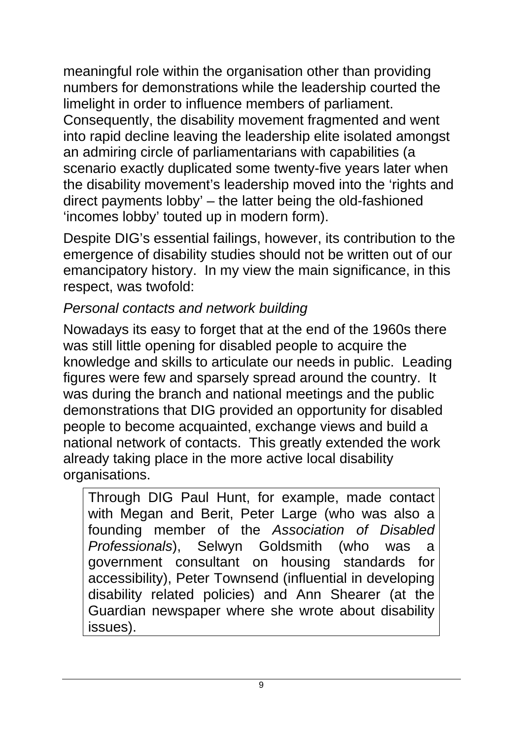meaningful role within the organisation other than providing numbers for demonstrations while the leadership courted the limelight in order to influence members of parliament. Consequently, the disability movement fragmented and went into rapid decline leaving the leadership elite isolated amongst an admiring circle of parliamentarians with capabilities (a scenario exactly duplicated some twenty-five years later when the disability movement's leadership moved into the 'rights and direct payments lobby' – the latter being the old-fashioned 'incomes lobby' touted up in modern form).

Despite DIG's essential failings, however, its contribution to the emergence of disability studies should not be written out of our emancipatory history. In my view the main significance, in this respect, was twofold:

*Personal contacts and network building*

Nowadays its easy to forget that at the end of the 1960s there was still little opening for disabled people to acquire the knowledge and skills to articulate our needs in public. Leading figures were few and sparsely spread around the country. It was during the branch and national meetings and the public demonstrations that DIG provided an opportunity for disabled people to become acquainted, exchange views and build a national network of contacts. This greatly extended the work already taking place in the more active local disability organisations.

> Through DIG Paul Hunt, for example, made contact with Megan and Berit, Peter Large (who was also a founding member of the *Association of Disabled Professionals*), Selwyn Goldsmith (who was a government consultant on housing standards for accessibility), Peter Townsend (influential in developing disability related policies) and Ann Shearer (at the Guardian newspaper where she wrote about disability issues).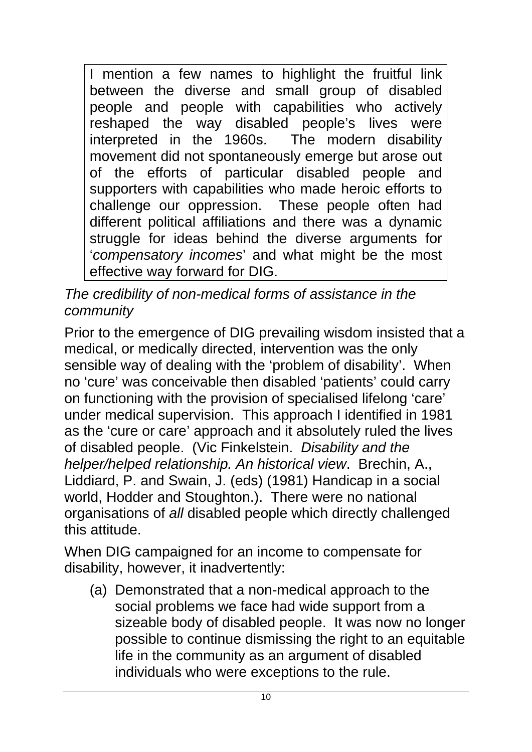I mention a few names to highlight the fruitful link between the diverse and small group of disabled people and people with capabilities who actively reshaped the way disabled people's lives were interpreted in the 1960s. The modern disability movement did not spontaneously emerge but arose out of the efforts of particular disabled people and supporters with capabilities who made heroic efforts to challenge our oppression. These people often had different political affiliations and there was a dynamic struggle for ideas behind the diverse arguments for '*compensatory incomes*' and what might be the most effective way forward for DIG.

*The credibility of non-medical forms of assistance in the community*

Prior to the emergence of DIG prevailing wisdom insisted that a medical, or medically directed, intervention was the only sensible way of dealing with the 'problem of disability'. When no 'cure' was conceivable then disabled 'patients' could carry on functioning with the provision of specialised lifelong 'care' under medical supervision. This approach I identified in 1981 as the 'cure or care' approach and it absolutely ruled the lives of disabled people. (Vic Finkelstein. *Disability and the helper/helped relationship. An historical view*. Brechin, A., Liddiard, P. and Swain, J. (eds) (1981) Handicap in a social world, Hodder and Stoughton.). There were no national organisations of *all* disabled people which directly challenged this attitude.

When DIG campaigned for an income to compensate for disability, however, it inadvertently:

(a) Demonstrated that a non-medical approach to the social problems we face had wide support from a sizeable body of disabled people. It was now no longer possible to continue dismissing the right to an equitable life in the community as an argument of disabled individuals who were exceptions to the rule.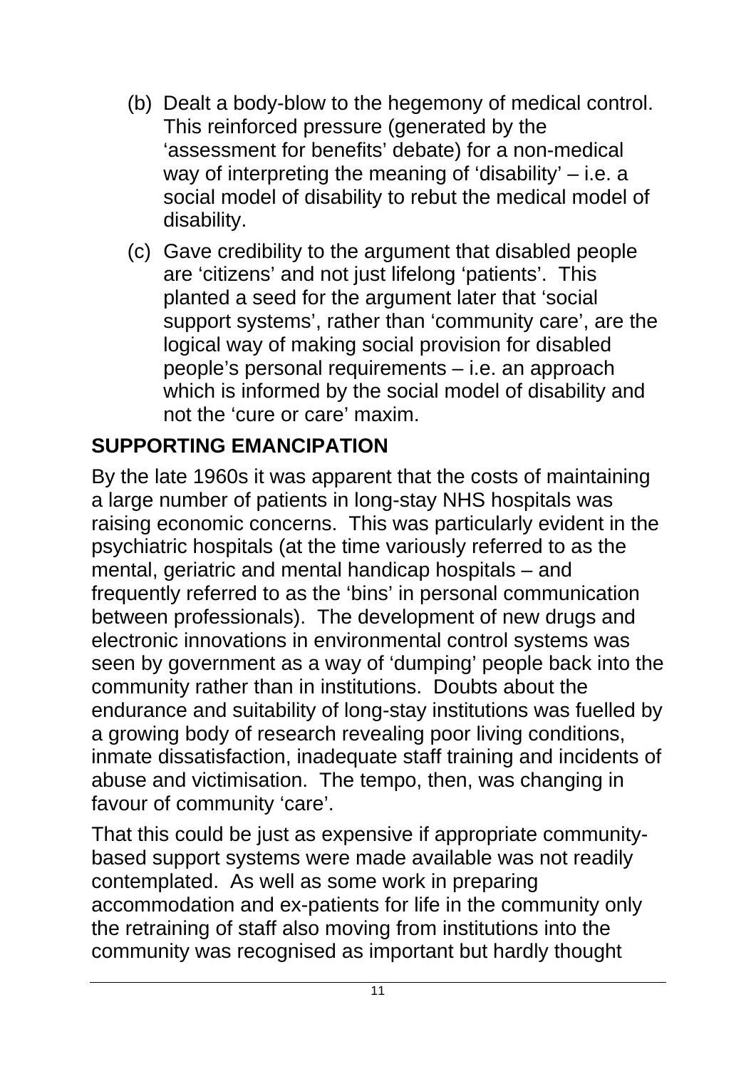(b) Dealt a body-blow to the hegemony of medical control. This reinforced pressure (generated by the 'assessment for benefits' debate) for a non-medical way of interpreting the meaning of 'disability' – i.e. a social model of disability to rebut the medical model of disability.

(c) Gave credibility to the argument that disabled people are 'citizens' and not just lifelong 'patients'. This planted a seed for the argument later that 'social support systems', rather than 'community care', are the logical way of making social provision for disabled people's personal requirements – i.e. an approach which is informed by the social model of disability and not the 'cure or care' maxim.

## SUPPORTING EMANCIPATION

By the late 1960s it was apparent that the costs of maintaining a large number of patients in long-stay NHS hospitals was raising economic concerns. This was particularly evident in the psychiatric hospitals (at the time variously referred to as the mental, geriatric and mental handicap hospitals – and frequently referred to as the 'bins' in personal communication between professionals). The development of new drugs and electronic innovations in environmental control systems was seen by government as a way of 'dumping' people back into the community rather than in institutions. Doubts about the endurance and suitability of long-stay institutions was fuelled by a growing body of research revealing poor living conditions, inmate dissatisfaction, inadequate staff training and incidents of abuse and victimisation. The tempo, then, was changing in favour of community 'care'.

That this could be just as expensive if appropriate community-based support systems were made available was not readily contemplated. As well as some work in preparing accommodation and ex-patients for life in the community only the retraining of staff also moving from institutions into the community was recognised as important but hardly thought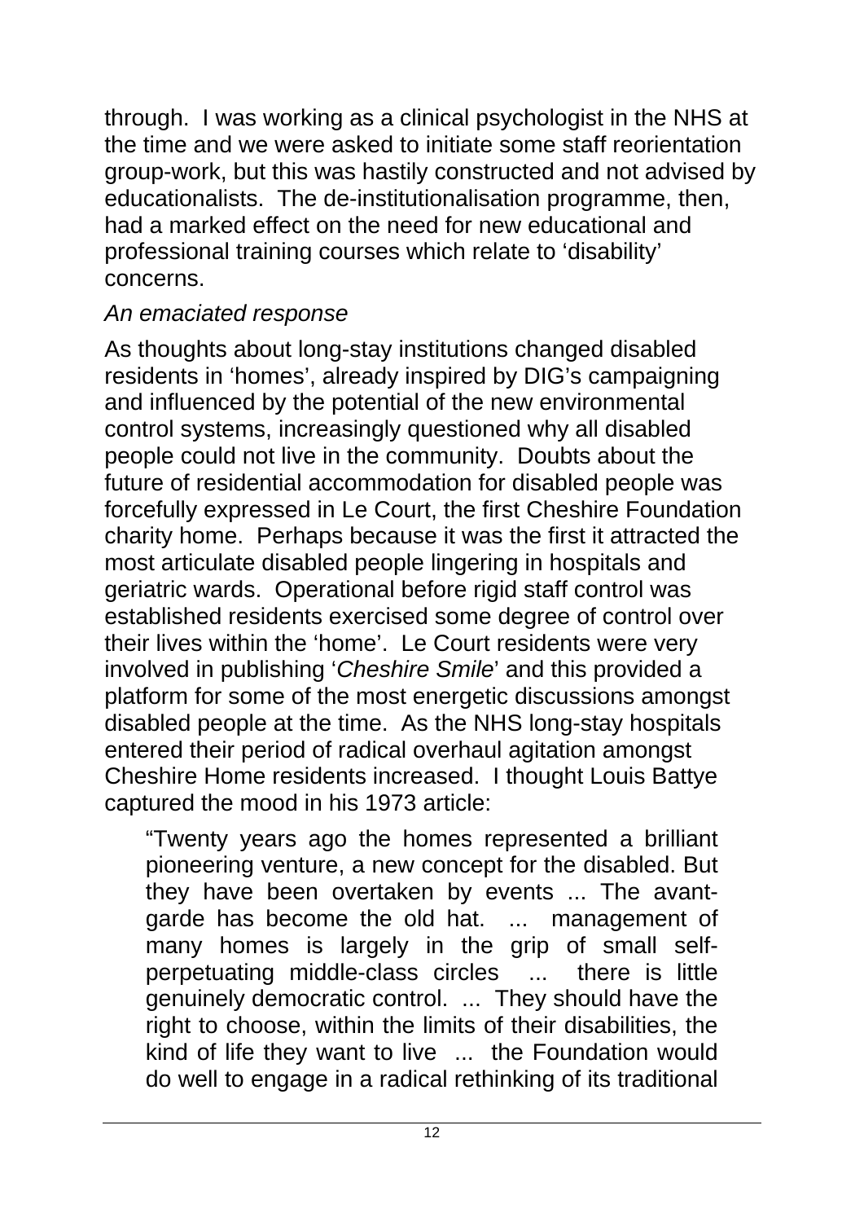through. I was working as a clinical psychologist in the NHS at the time and we were asked to initiate some staff reorientation group-work, but this was hastily constructed and not advised by educationalists. The de-institutionalisation programme, then, had a marked effect on the need for new educational and professional training courses which relate to 'disability' concerns.

*An emaciated response*

As thoughts about long-stay institutions changed disabled residents in 'homes', already inspired by DIG's campaigning and influenced by the potential of the new environmental control systems, increasingly questioned why all disabled people could not live in the community. Doubts about the future of residential accommodation for disabled people was forcefully expressed in Le Court, the first Cheshire Foundation charity home. Perhaps because it was the first it attracted the most articulate disabled people lingering in hospitals and geriatric wards. Operational before rigid staff control was established residents exercised some degree of control over their lives within the 'home'. Le Court residents were very involved in publishing '*Cheshire Smile*' and this provided a platform for some of the most energetic discussions amongst disabled people at the time. As the NHS long-stay hospitals entered their period of radical overhaul agitation amongst Cheshire Home residents increased. I thought Louis Battye captured the mood in his 1973 article:

> "Twenty years ago the homes represented a brilliant pioneering venture, a new concept for the disabled. But they have been overtaken by events ... The avant-garde has become the old hat. ... management of many homes is largely in the grip of small self-perpetuating middle-class circles ... there is little genuinely democratic control. ... They should have the right to choose, within the limits of their disabilities, the kind of life they want to live ... the Foundation would do well to engage in a radical rethinking of its traditional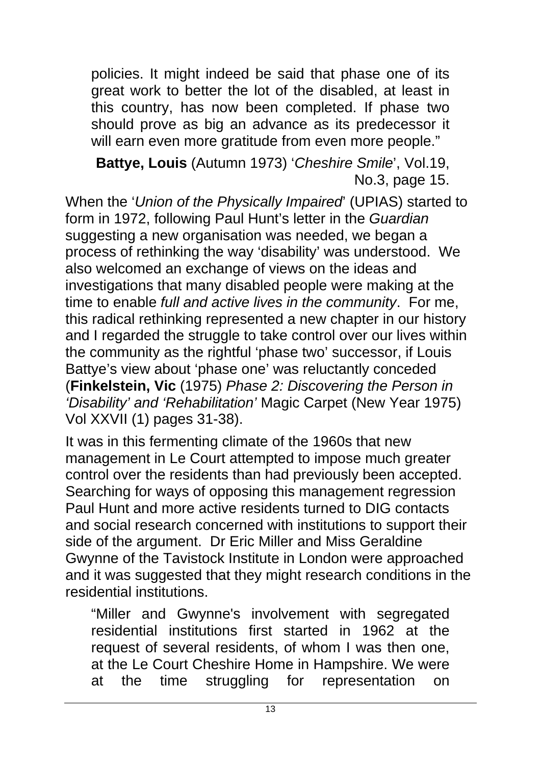> policies. It might indeed be said that phase one of its great work to better the lot of the disabled, at least in this country, has now been completed. If phase two should prove as big an advance as its predecessor it will earn even more gratitude from even more people."
>
> **Battye, Louis** (Autumn 1973) '*Cheshire Smile*', Vol.19, No.3, page 15.

When the '*Union of the Physically Impaired*' (UPIAS) started to form in 1972, following Paul Hunt's letter in the *Guardian* suggesting a new organisation was needed, we began a process of rethinking the way 'disability' was understood. We also welcomed an exchange of views on the ideas and investigations that many disabled people were making at the time to enable *full and active lives in the community*. For me, this radical rethinking represented a new chapter in our history and I regarded the struggle to take control over our lives within the community as the rightful 'phase two' successor, if Louis Battye's view about 'phase one' was reluctantly conceded (**Finkelstein, Vic** (1975) *Phase 2: Discovering the Person in 'Disability' and 'Rehabilitation'* Magic Carpet (New Year 1975) Vol XXVII (1) pages 31-38).

It was in this fermenting climate of the 1960s that new management in Le Court attempted to impose much greater control over the residents than had previously been accepted. Searching for ways of opposing this management regression Paul Hunt and more active residents turned to DIG contacts and social research concerned with institutions to support their side of the argument. Dr Eric Miller and Miss Geraldine Gwynne of the Tavistock Institute in London were approached and it was suggested that they might research conditions in the residential institutions.

> "Miller and Gwynne's involvement with segregated residential institutions first started in 1962 at the request of several residents, of whom I was then one, at the Le Court Cheshire Home in Hampshire. We were at the time struggling for representation on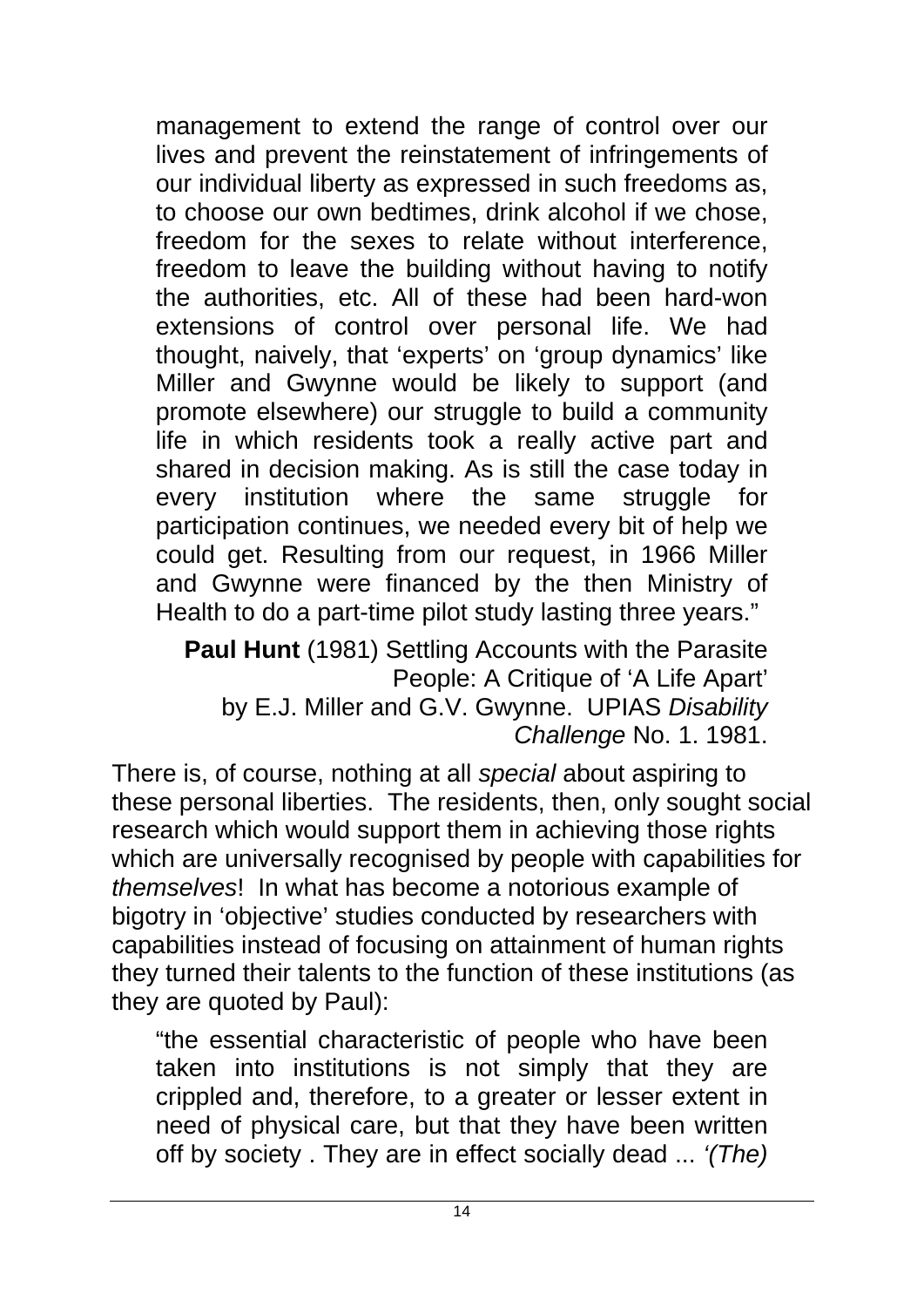> management to extend the range of control over our lives and prevent the reinstatement of infringements of our individual liberty as expressed in such freedoms as, to choose our own bedtimes, drink alcohol if we chose, freedom for the sexes to relate without interference, freedom to leave the building without having to notify the authorities, etc. All of these had been hard-won extensions of control over personal life. We had thought, naively, that 'experts' on 'group dynamics' like Miller and Gwynne would be likely to support (and promote elsewhere) our struggle to build a community life in which residents took a really active part and shared in decision making. As is still the case today in every institution where the same struggle for participation continues, we needed every bit of help we could get. Resulting from our request, in 1966 Miller and Gwynne were financed by the then Ministry of Health to do a part-time pilot study lasting three years."
>
> **Paul Hunt** (1981) Settling Accounts with the Parasite People: A Critique of 'A Life Apart' by E.J. Miller and G.V. Gwynne. UPIAS *Disability Challenge* No. 1. 1981.

There is, of course, nothing at all *special* about aspiring to these personal liberties. The residents, then, only sought social research which would support them in achieving those rights which are universally recognised by people with capabilities for *themselves*! In what has become a notorious example of bigotry in 'objective' studies conducted by researchers with capabilities instead of focusing on attainment of human rights they turned their talents to the function of these institutions (as they are quoted by Paul):

> "the essential characteristic of people who have been taken into institutions is not simply that they are crippled and, therefore, to a greater or lesser extent in need of physical care, but that they have been written off by society . They are in effect socially dead ... *'(The)*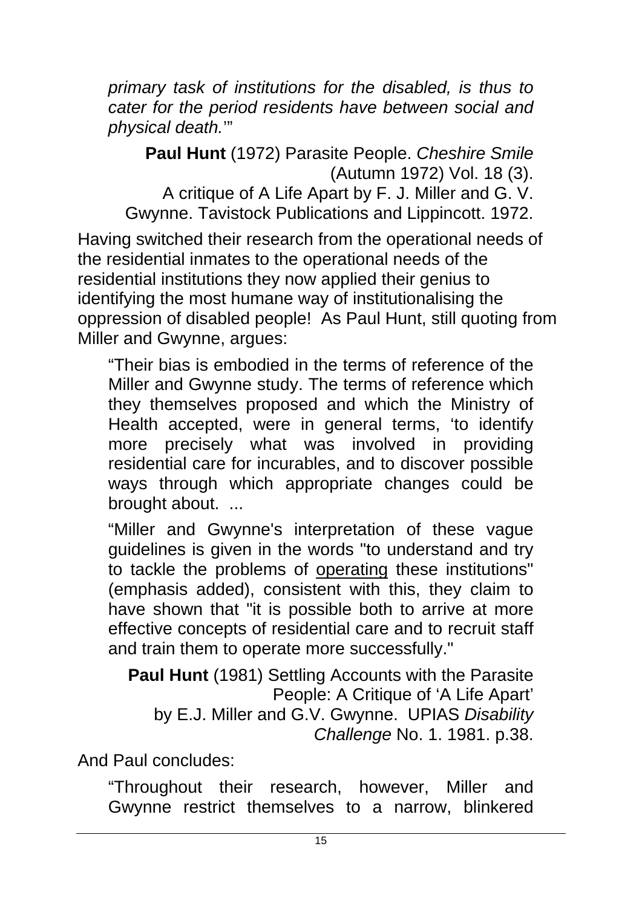> *primary task of institutions for the disabled, is thus to cater for the period residents have between social and physical death.*'"
>
> **Paul Hunt** (1972) Parasite People. *Cheshire Smile* (Autumn 1972) Vol. 18 (3).
> A critique of A Life Apart by F. J. Miller and G. V. Gwynne. Tavistock Publications and Lippincott. 1972.

Having switched their research from the operational needs of the residential inmates to the operational needs of the residential institutions they now applied their genius to identifying the most humane way of institutionalising the oppression of disabled people! As Paul Hunt, still quoting from Miller and Gwynne, argues:

> "Their bias is embodied in the terms of reference of the Miller and Gwynne study. The terms of reference which they themselves proposed and which the Ministry of Health accepted, were in general terms, 'to identify more precisely what was involved in providing residential care for incurables, and to discover possible ways through which appropriate changes could be brought about. ...
>
> "Miller and Gwynne's interpretation of these vague guidelines is given in the words "to understand and try to tackle the problems of <u>operating</u> these institutions" (emphasis added), consistent with this, they claim to have shown that "it is possible both to arrive at more effective concepts of residential care and to recruit staff and train them to operate more successfully."
>
> **Paul Hunt** (1981) Settling Accounts with the Parasite People: A Critique of 'A Life Apart' by E.J. Miller and G.V. Gwynne. UPIAS *Disability Challenge* No. 1. 1981. p.38.

And Paul concludes:

> "Throughout their research, however, Miller and Gwynne restrict themselves to a narrow, blinkered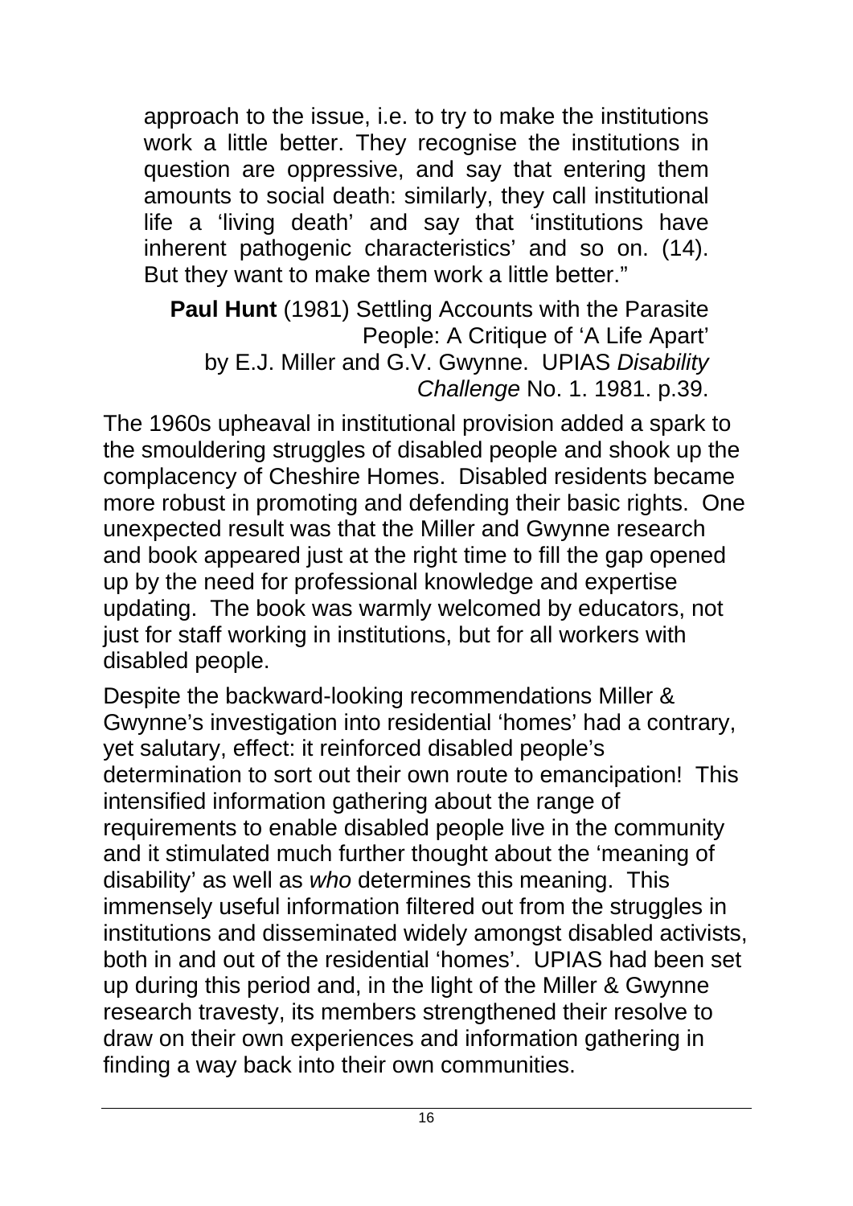approach to the issue, i.e. to try to make the institutions work a little better. They recognise the institutions in question are oppressive, and say that entering them amounts to social death: similarly, they call institutional life a 'living death' and say that 'institutions have inherent pathogenic characteristics' and so on. (14). But they want to make them work a little better."

> **Paul Hunt** (1981) Settling Accounts with the Parasite People: A Critique of 'A Life Apart' by E.J. Miller and G.V. Gwynne. UPIAS *Disability Challenge* No. 1. 1981. p.39.

The 1960s upheaval in institutional provision added a spark to the smouldering struggles of disabled people and shook up the complacency of Cheshire Homes. Disabled residents became more robust in promoting and defending their basic rights. One unexpected result was that the Miller and Gwynne research and book appeared just at the right time to fill the gap opened up by the need for professional knowledge and expertise updating. The book was warmly welcomed by educators, not just for staff working in institutions, but for all workers with disabled people.

Despite the backward-looking recommendations Miller & Gwynne's investigation into residential 'homes' had a contrary, yet salutary, effect: it reinforced disabled people's determination to sort out their own route to emancipation! This intensified information gathering about the range of requirements to enable disabled people live in the community and it stimulated much further thought about the 'meaning of disability' as well as *who* determines this meaning. This immensely useful information filtered out from the struggles in institutions and disseminated widely amongst disabled activists, both in and out of the residential 'homes'. UPIAS had been set up during this period and, in the light of the Miller & Gwynne research travesty, its members strengthened their resolve to draw on their own experiences and information gathering in finding a way back into their own communities.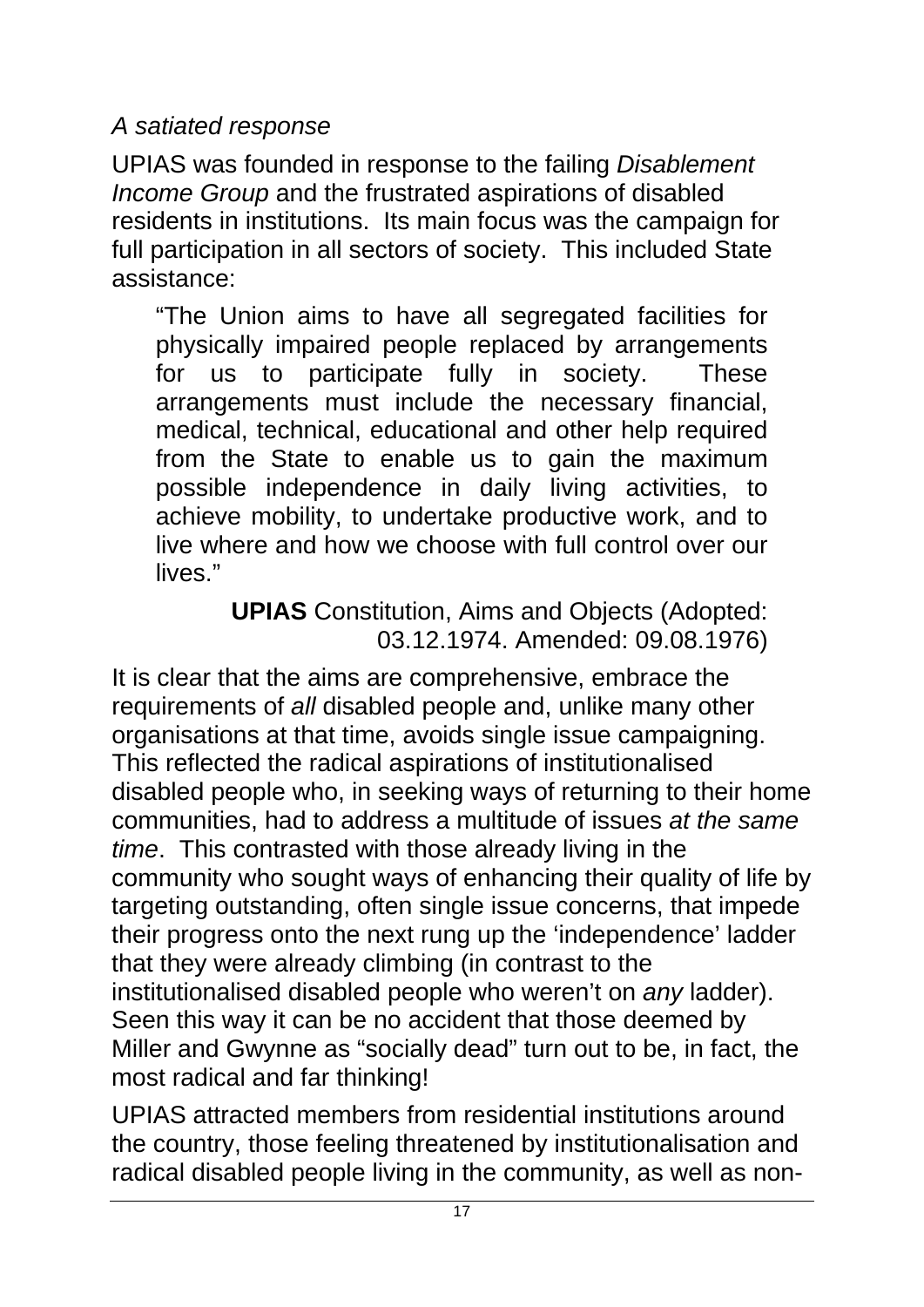*A satiated response*

UPIAS was founded in response to the failing *Disablement Income Group* and the frustrated aspirations of disabled residents in institutions. Its main focus was the campaign for full participation in all sectors of society. This included State assistance:

> "The Union aims to have all segregated facilities for physically impaired people replaced by arrangements for us to participate fully in society. These arrangements must include the necessary financial, medical, technical, educational and other help required from the State to enable us to gain the maximum possible independence in daily living activities, to achieve mobility, to undertake productive work, and to live where and how we choose with full control over our lives."
>
> **UPIAS** Constitution, Aims and Objects (Adopted: 03.12.1974. Amended: 09.08.1976)

It is clear that the aims are comprehensive, embrace the requirements of *all* disabled people and, unlike many other organisations at that time, avoids single issue campaigning. This reflected the radical aspirations of institutionalised disabled people who, in seeking ways of returning to their home communities, had to address a multitude of issues *at the same time*. This contrasted with those already living in the community who sought ways of enhancing their quality of life by targeting outstanding, often single issue concerns, that impede their progress onto the next rung up the 'independence' ladder that they were already climbing (in contrast to the institutionalised disabled people who weren't on *any* ladder). Seen this way it can be no accident that those deemed by Miller and Gwynne as "socially dead" turn out to be, in fact, the most radical and far thinking!

UPIAS attracted members from residential institutions around the country, those feeling threatened by institutionalisation and radical disabled people living in the community, as well as non-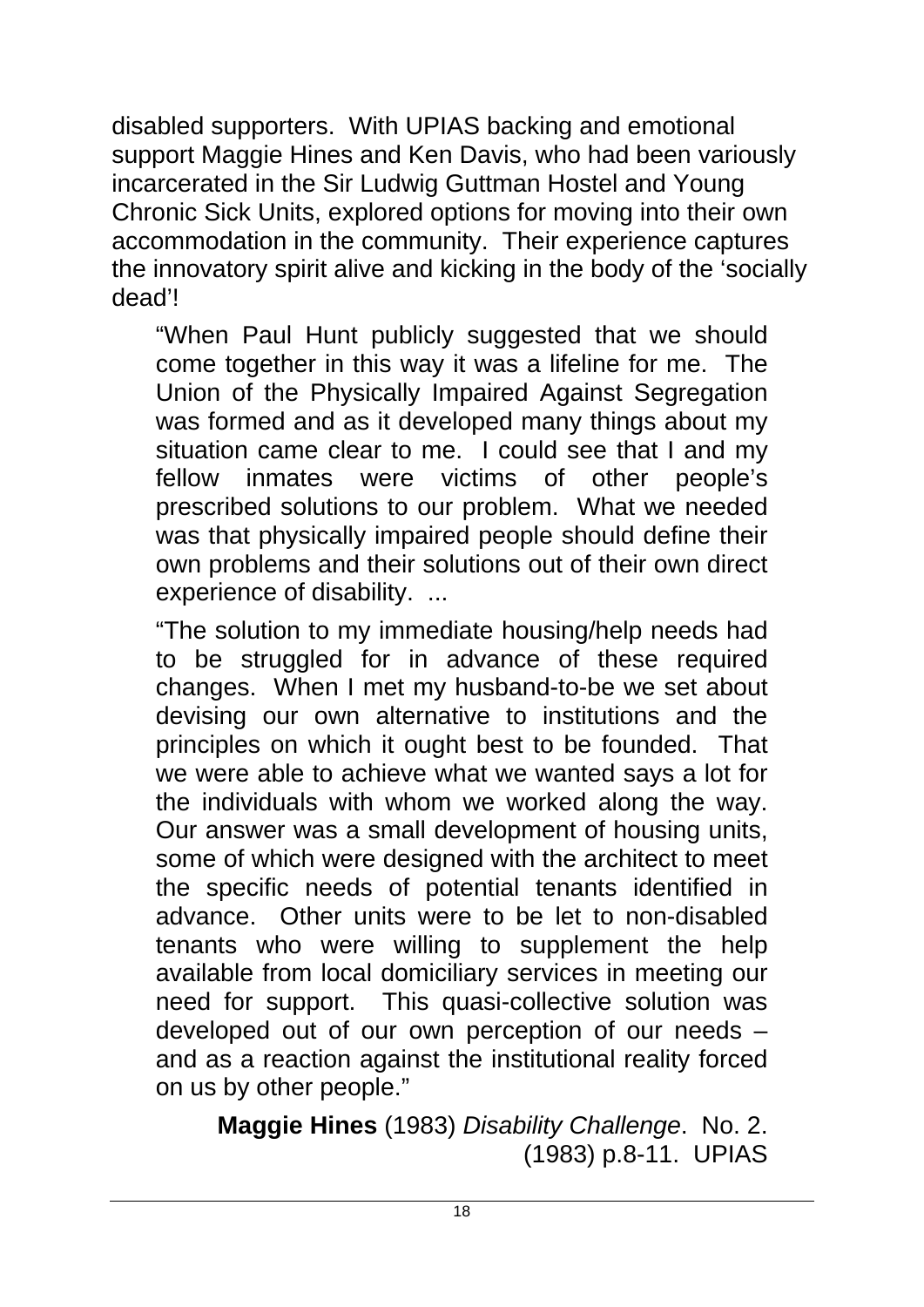disabled supporters. With UPIAS backing and emotional support Maggie Hines and Ken Davis, who had been variously incarcerated in the Sir Ludwig Guttman Hostel and Young Chronic Sick Units, explored options for moving into their own accommodation in the community. Their experience captures the innovatory spirit alive and kicking in the body of the 'socially dead'!

> "When Paul Hunt publicly suggested that we should come together in this way it was a lifeline for me. The Union of the Physically Impaired Against Segregation was formed and as it developed many things about my situation came clear to me. I could see that I and my fellow inmates were victims of other people's prescribed solutions to our problem. What we needed was that physically impaired people should define their own problems and their solutions out of their own direct experience of disability. ...
>
> "The solution to my immediate housing/help needs had to be struggled for in advance of these required changes. When I met my husband-to-be we set about devising our own alternative to institutions and the principles on which it ought best to be founded. That we were able to achieve what we wanted says a lot for the individuals with whom we worked along the way. Our answer was a small development of housing units, some of which were designed with the architect to meet the specific needs of potential tenants identified in advance. Other units were to be let to non-disabled tenants who were willing to supplement the help available from local domiciliary services in meeting our need for support. This quasi-collective solution was developed out of our own perception of our needs – and as a reaction against the institutional reality forced on us by other people."
>
> **Maggie Hines** (1983) *Disability Challenge*. No. 2. (1983) p.8-11. UPIAS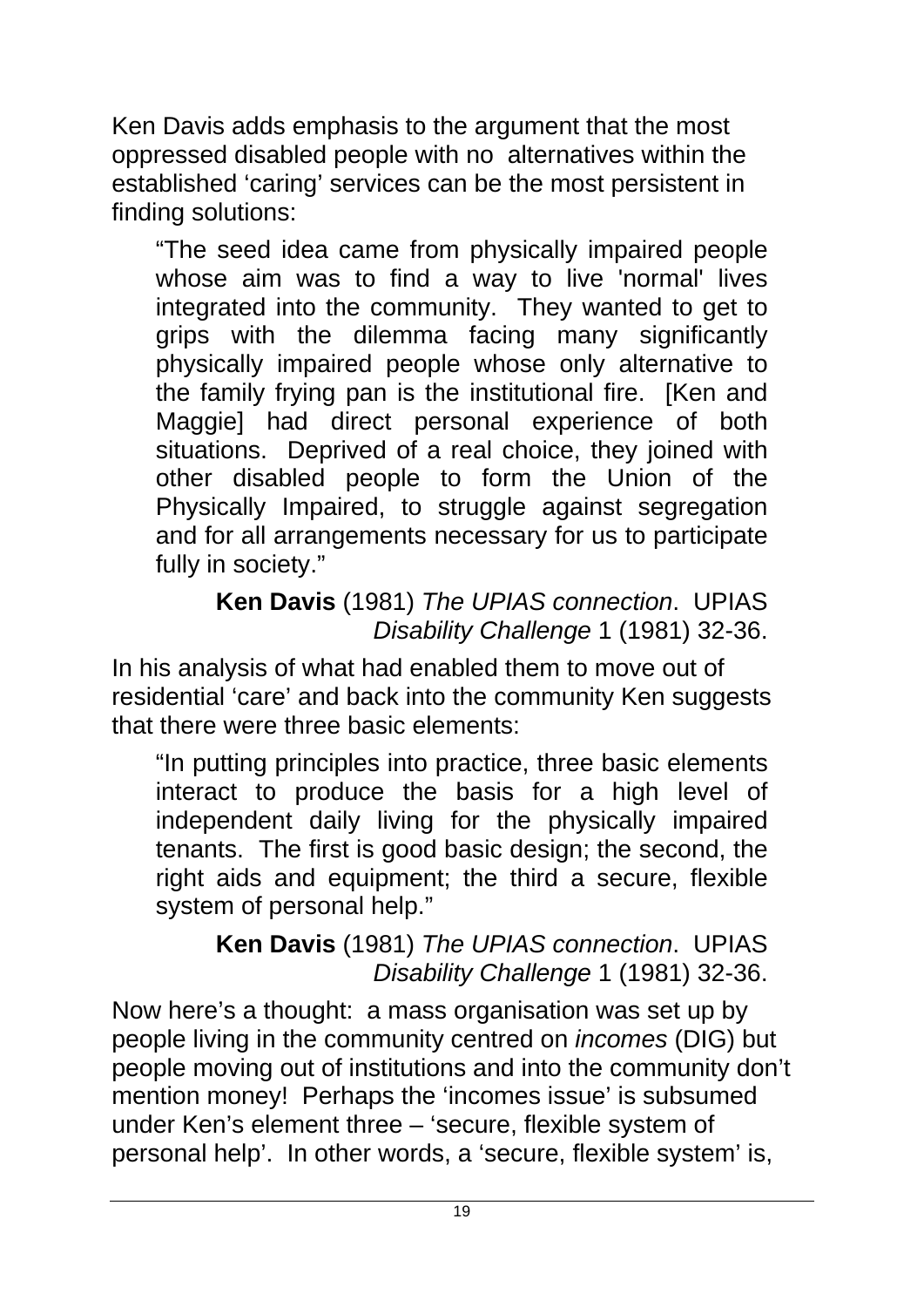Ken Davis adds emphasis to the argument that the most oppressed disabled people with no alternatives within the established 'caring' services can be the most persistent in finding solutions:

> "The seed idea came from physically impaired people whose aim was to find a way to live 'normal' lives integrated into the community. They wanted to get to grips with the dilemma facing many significantly physically impaired people whose only alternative to the family frying pan is the institutional fire. [Ken and Maggie] had direct personal experience of both situations. Deprived of a real choice, they joined with other disabled people to form the Union of the Physically Impaired, to struggle against segregation and for all arrangements necessary for us to participate fully in society."
>
> **Ken Davis** (1981) *The UPIAS connection*. UPIAS *Disability Challenge* 1 (1981) 32-36.

In his analysis of what had enabled them to move out of residential 'care' and back into the community Ken suggests that there were three basic elements:

> "In putting principles into practice, three basic elements interact to produce the basis for a high level of independent daily living for the physically impaired tenants. The first is good basic design; the second, the right aids and equipment; the third a secure, flexible system of personal help."
>
> **Ken Davis** (1981) *The UPIAS connection*. UPIAS *Disability Challenge* 1 (1981) 32-36.

Now here's a thought: a mass organisation was set up by people living in the community centred on *incomes* (DIG) but people moving out of institutions and into the community don't mention money! Perhaps the 'incomes issue' is subsumed under Ken's element three – 'secure, flexible system of personal help'. In other words, a 'secure, flexible system' is,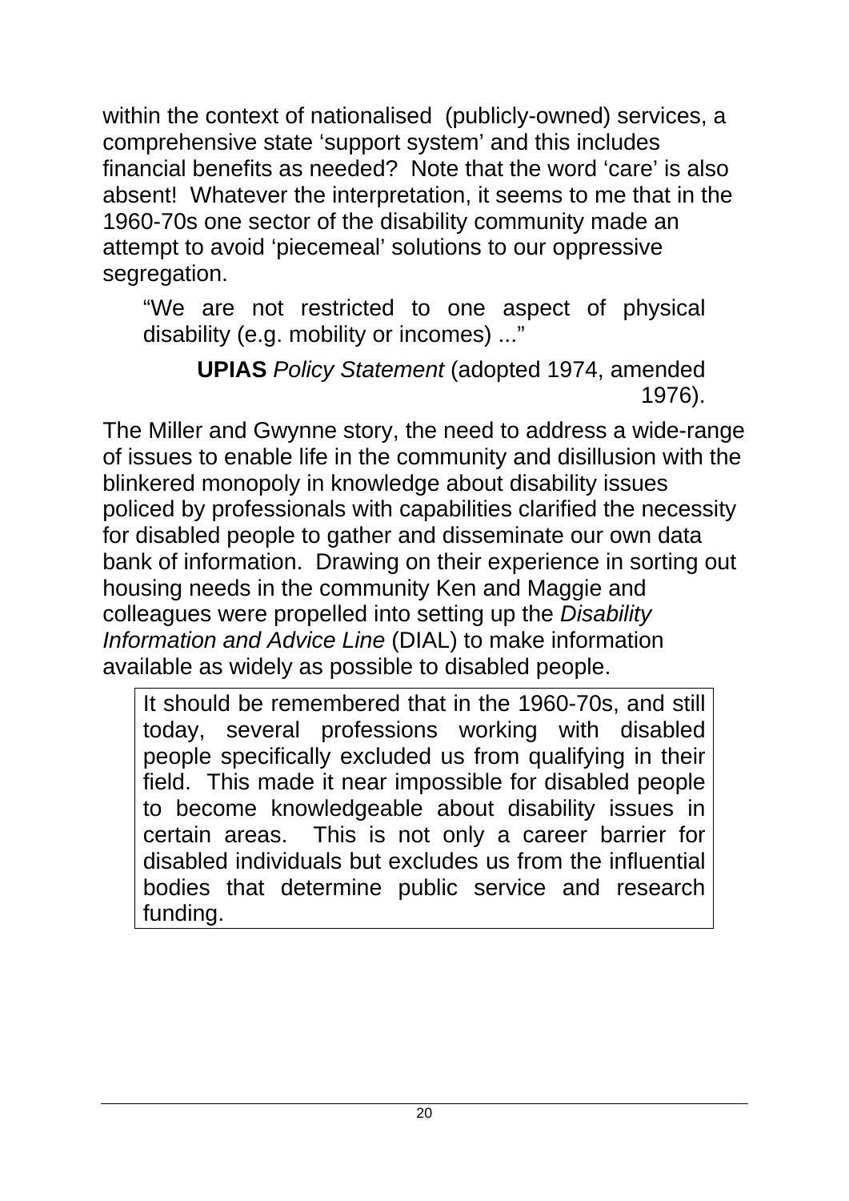within the context of nationalised  (publicly-owned) services, a comprehensive state 'support system' and this includes financial benefits as needed?  Note that the word 'care' is also absent!  Whatever the interpretation, it seems to me that in the 1960-70s one sector of the disability community made an attempt to avoid 'piecemeal' solutions to our oppressive segregation.

> "We are not restricted to one aspect of physical disability (e.g. mobility or incomes) ..."
>
> **UPIAS** *Policy Statement* (adopted 1974, amended 1976).

The Miller and Gwynne story, the need to address a wide-range of issues to enable life in the community and disillusion with the blinkered monopoly in knowledge about disability issues policed by professionals with capabilities clarified the necessity for disabled people to gather and disseminate our own data bank of information.  Drawing on their experience in sorting out housing needs in the community Ken and Maggie and colleagues were propelled into setting up the *Disability Information and Advice Line* (DIAL) to make information available as widely as possible to disabled people.

> It should be remembered that in the 1960-70s, and still today, several professions working with disabled people specifically excluded us from qualifying in their field.  This made it near impossible for disabled people to become knowledgeable about disability issues in certain areas.  This is not only a career barrier for disabled individuals but excludes us from the influential bodies that determine public service and research funding.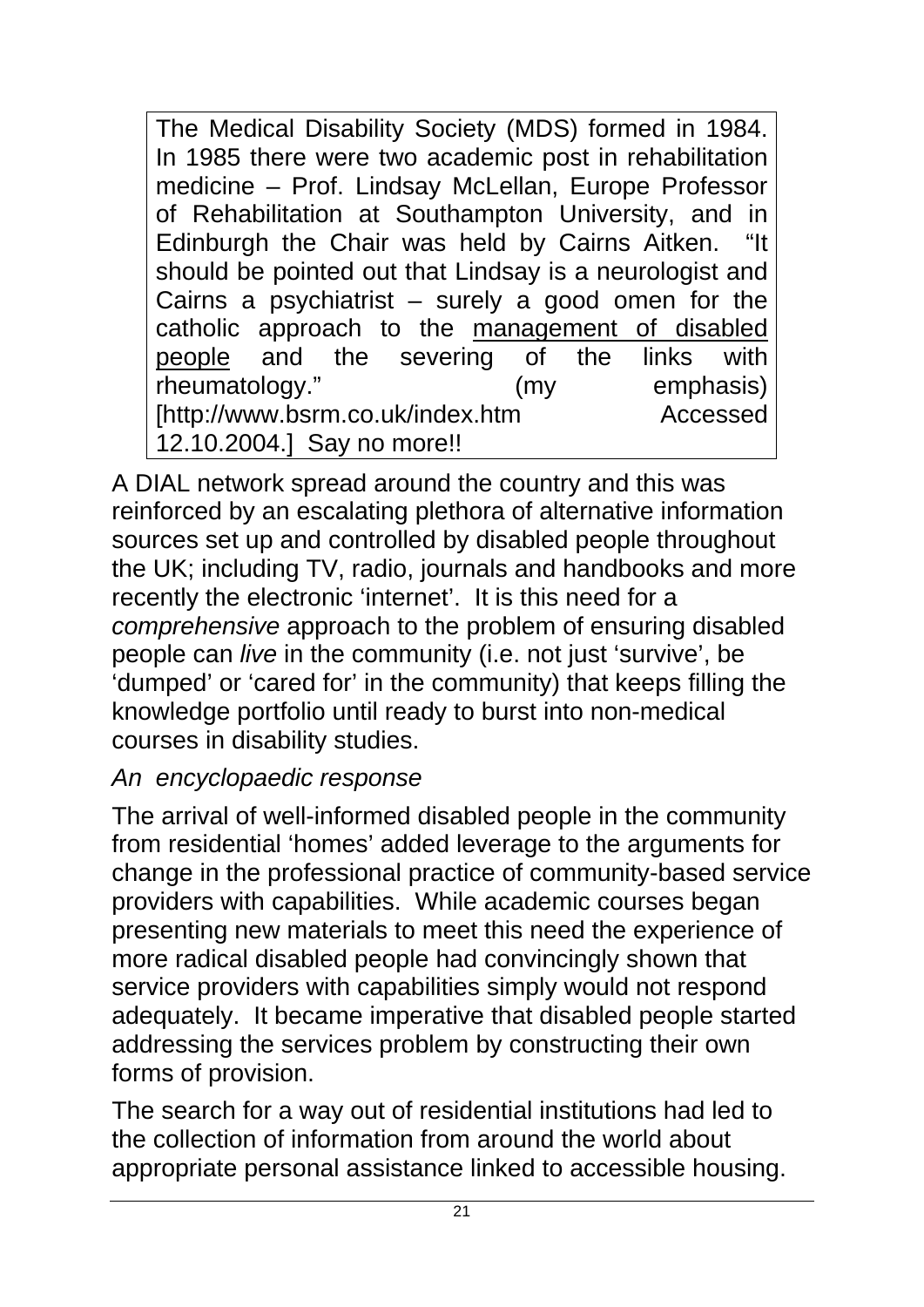> The Medical Disability Society (MDS) formed in 1984. In 1985 there were two academic post in rehabilitation medicine – Prof. Lindsay McLellan, Europe Professor of Rehabilitation at Southampton University, and in Edinburgh the Chair was held by Cairns Aitken. "It should be pointed out that Lindsay is a neurologist and Cairns a psychiatrist – surely a good omen for the catholic approach to the <u>management of disabled people</u> and the severing of the links with rheumatology." (my emphasis) [http://www.bsrm.co.uk/index.htm Accessed 12.10.2004.] Say no more!!

A DIAL network spread around the country and this was reinforced by an escalating plethora of alternative information sources set up and controlled by disabled people throughout the UK; including TV, radio, journals and handbooks and more recently the electronic 'internet'. It is this need for a *comprehensive* approach to the problem of ensuring disabled people can *live* in the community (i.e. not just 'survive', be 'dumped' or 'cared for' in the community) that keeps filling the knowledge portfolio until ready to burst into non-medical courses in disability studies.

*An encyclopaedic response*

The arrival of well-informed disabled people in the community from residential 'homes' added leverage to the arguments for change in the professional practice of community-based service providers with capabilities. While academic courses began presenting new materials to meet this need the experience of more radical disabled people had convincingly shown that service providers with capabilities simply would not respond adequately. It became imperative that disabled people started addressing the services problem by constructing their own forms of provision.

The search for a way out of residential institutions had led to the collection of information from around the world about appropriate personal assistance linked to accessible housing.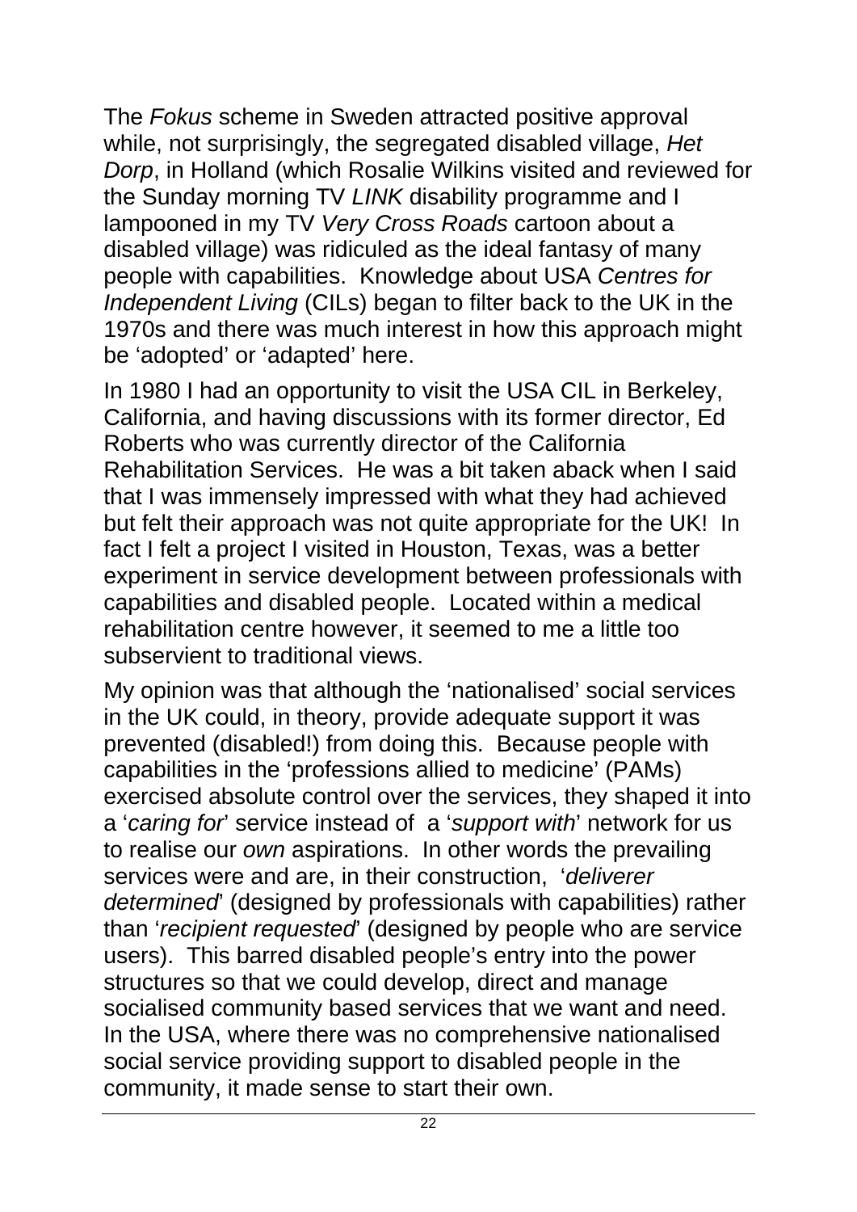The *Fokus* scheme in Sweden attracted positive approval while, not surprisingly, the segregated disabled village, *Het Dorp*, in Holland (which Rosalie Wilkins visited and reviewed for the Sunday morning TV *LINK* disability programme and I lampooned in my TV *Very Cross Roads* cartoon about a disabled village) was ridiculed as the ideal fantasy of many people with capabilities. Knowledge about USA *Centres for Independent Living* (CILs) began to filter back to the UK in the 1970s and there was much interest in how this approach might be 'adopted' or 'adapted' here.

In 1980 I had an opportunity to visit the USA CIL in Berkeley, California, and having discussions with its former director, Ed Roberts who was currently director of the California Rehabilitation Services. He was a bit taken aback when I said that I was immensely impressed with what they had achieved but felt their approach was not quite appropriate for the UK! In fact I felt a project I visited in Houston, Texas, was a better experiment in service development between professionals with capabilities and disabled people. Located within a medical rehabilitation centre however, it seemed to me a little too subservient to traditional views.

My opinion was that although the 'nationalised' social services in the UK could, in theory, provide adequate support it was prevented (disabled!) from doing this. Because people with capabilities in the 'professions allied to medicine' (PAMs) exercised absolute control over the services, they shaped it into a '*caring for*' service instead of a '*support with*' network for us to realise our *own* aspirations. In other words the prevailing services were and are, in their construction, '*deliverer determined*' (designed by professionals with capabilities) rather than '*recipient requested*' (designed by people who are service users). This barred disabled people's entry into the power structures so that we could develop, direct and manage socialised community based services that we want and need. In the USA, where there was no comprehensive nationalised social service providing support to disabled people in the community, it made sense to start their own.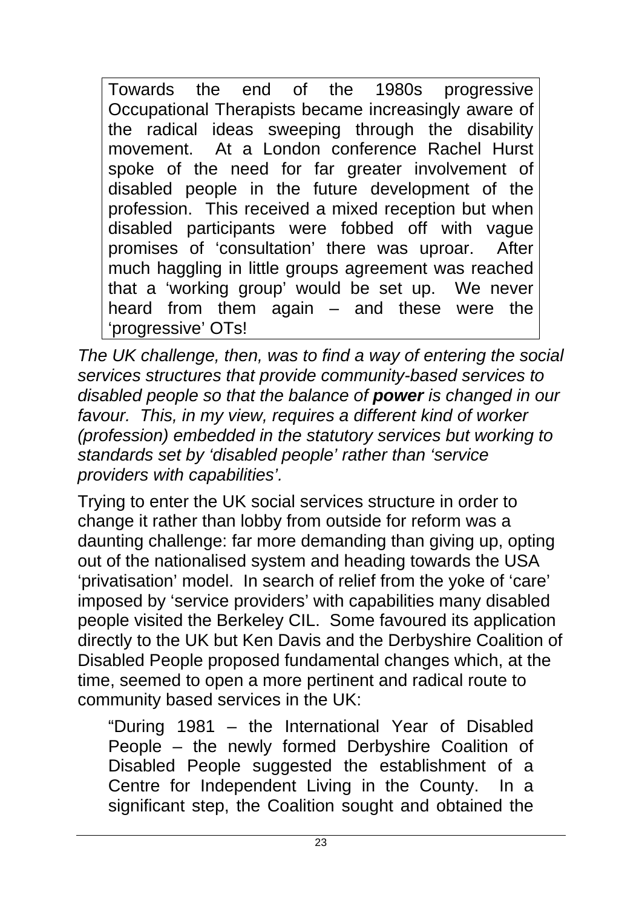> Towards the end of the 1980s progressive Occupational Therapists became increasingly aware of the radical ideas sweeping through the disability movement. At a London conference Rachel Hurst spoke of the need for far greater involvement of disabled people in the future development of the profession. This received a mixed reception but when disabled participants were fobbed off with vague promises of 'consultation' there was uproar. After much haggling in little groups agreement was reached that a 'working group' would be set up. We never heard from them again – and these were the 'progressive' OTs!

*The UK challenge, then, was to find a way of entering the social services structures that provide community-based services to disabled people so that the balance of **power** is changed in our favour. This, in my view, requires a different kind of worker (profession) embedded in the statutory services but working to standards set by 'disabled people' rather than 'service providers with capabilities'.*

Trying to enter the UK social services structure in order to change it rather than lobby from outside for reform was a daunting challenge: far more demanding than giving up, opting out of the nationalised system and heading towards the USA 'privatisation' model. In search of relief from the yoke of 'care' imposed by 'service providers' with capabilities many disabled people visited the Berkeley CIL. Some favoured its application directly to the UK but Ken Davis and the Derbyshire Coalition of Disabled People proposed fundamental changes which, at the time, seemed to open a more pertinent and radical route to community based services in the UK:

> "During 1981 – the International Year of Disabled People – the newly formed Derbyshire Coalition of Disabled People suggested the establishment of a Centre for Independent Living in the County. In a significant step, the Coalition sought and obtained the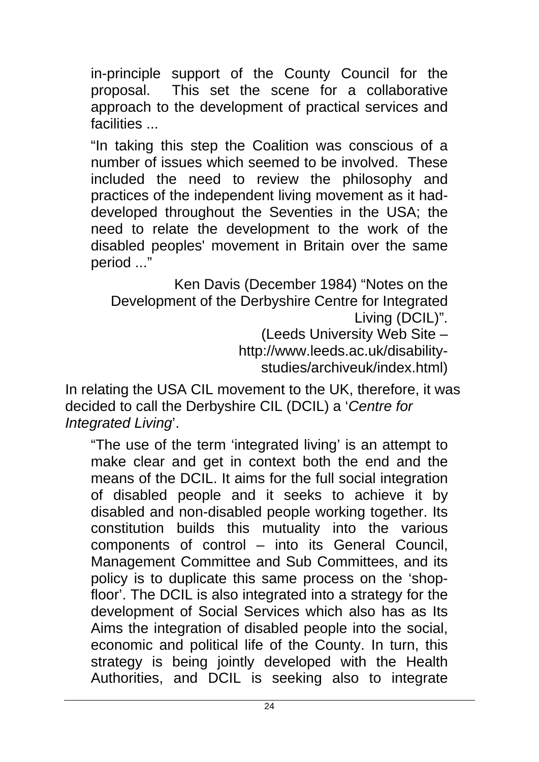in-principle support of the County Council for the proposal. This set the scene for a collaborative approach to the development of practical services and facilities ...

"In taking this step the Coalition was conscious of a number of issues which seemed to be involved. These included the need to review the philosophy and practices of the independent living movement as it had-developed throughout the Seventies in the USA; the need to relate the development to the work of the disabled peoples' movement in Britain over the same period ..."

Ken Davis (December 1984) "Notes on the Development of the Derbyshire Centre for Integrated Living (DCIL)". (Leeds University Web Site – http://www.leeds.ac.uk/disability-studies/archiveuk/index.html)

In relating the USA CIL movement to the UK, therefore, it was decided to call the Derbyshire CIL (DCIL) a '*Centre for Integrated Living*'.

"The use of the term 'integrated living' is an attempt to make clear and get in context both the end and the means of the DCIL. It aims for the full social integration of disabled people and it seeks to achieve it by disabled and non-disabled people working together. Its constitution builds this mutuality into the various components of control – into its General Council, Management Committee and Sub Committees, and its policy is to duplicate this same process on the 'shop-floor'. The DCIL is also integrated into a strategy for the development of Social Services which also has as Its Aims the integration of disabled people into the social, economic and political life of the County. In turn, this strategy is being jointly developed with the Health Authorities, and DCIL is seeking also to integrate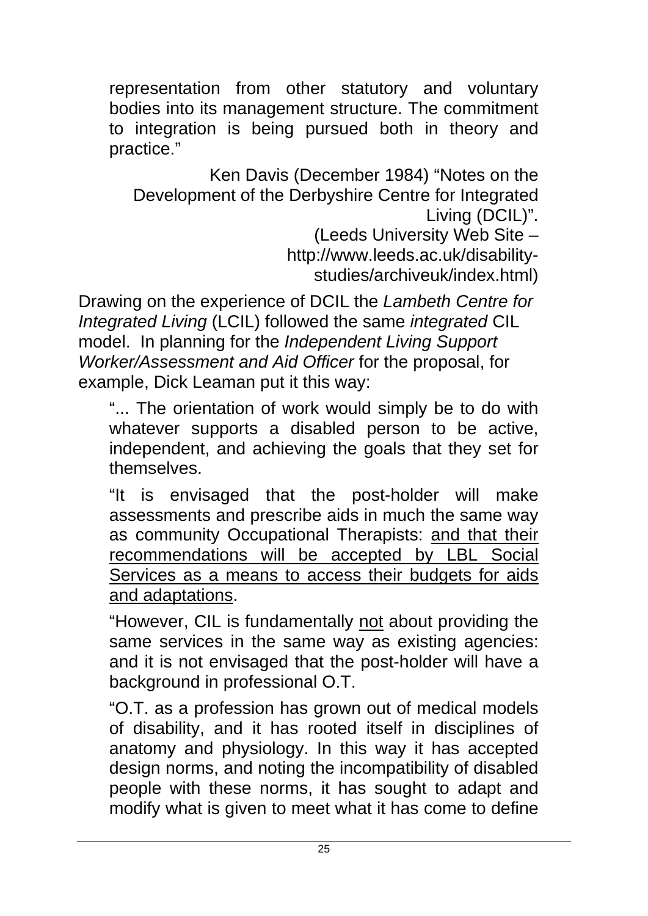> representation from other statutory and voluntary bodies into its management structure. The commitment to integration is being pursued both in theory and practice."
>
> Ken Davis (December 1984) "Notes on the Development of the Derbyshire Centre for Integrated Living (DCIL)".
> (Leeds University Web Site – http://www.leeds.ac.uk/disability-studies/archiveuk/index.html)

Drawing on the experience of DCIL the *Lambeth Centre for Integrated Living* (LCIL) followed the same *integrated* CIL model. In planning for the *Independent Living Support Worker/Assessment and Aid Officer* for the proposal, for example, Dick Leaman put it this way:

> "... The orientation of work would simply be to do with whatever supports a disabled person to be active, independent, and achieving the goals that they set for themselves.
>
> "It is envisaged that the post-holder will make assessments and prescribe aids in much the same way as community Occupational Therapists: <u>and that their recommendations will be accepted by LBL Social Services as a means to access their budgets for aids and adaptations</u>.
>
> "However, CIL is fundamentally <u>not</u> about providing the same services in the same way as existing agencies: and it is not envisaged that the post-holder will have a background in professional O.T.
>
> "O.T. as a profession has grown out of medical models of disability, and it has rooted itself in disciplines of anatomy and physiology. In this way it has accepted design norms, and noting the incompatibility of disabled people with these norms, it has sought to adapt and modify what is given to meet what it has come to define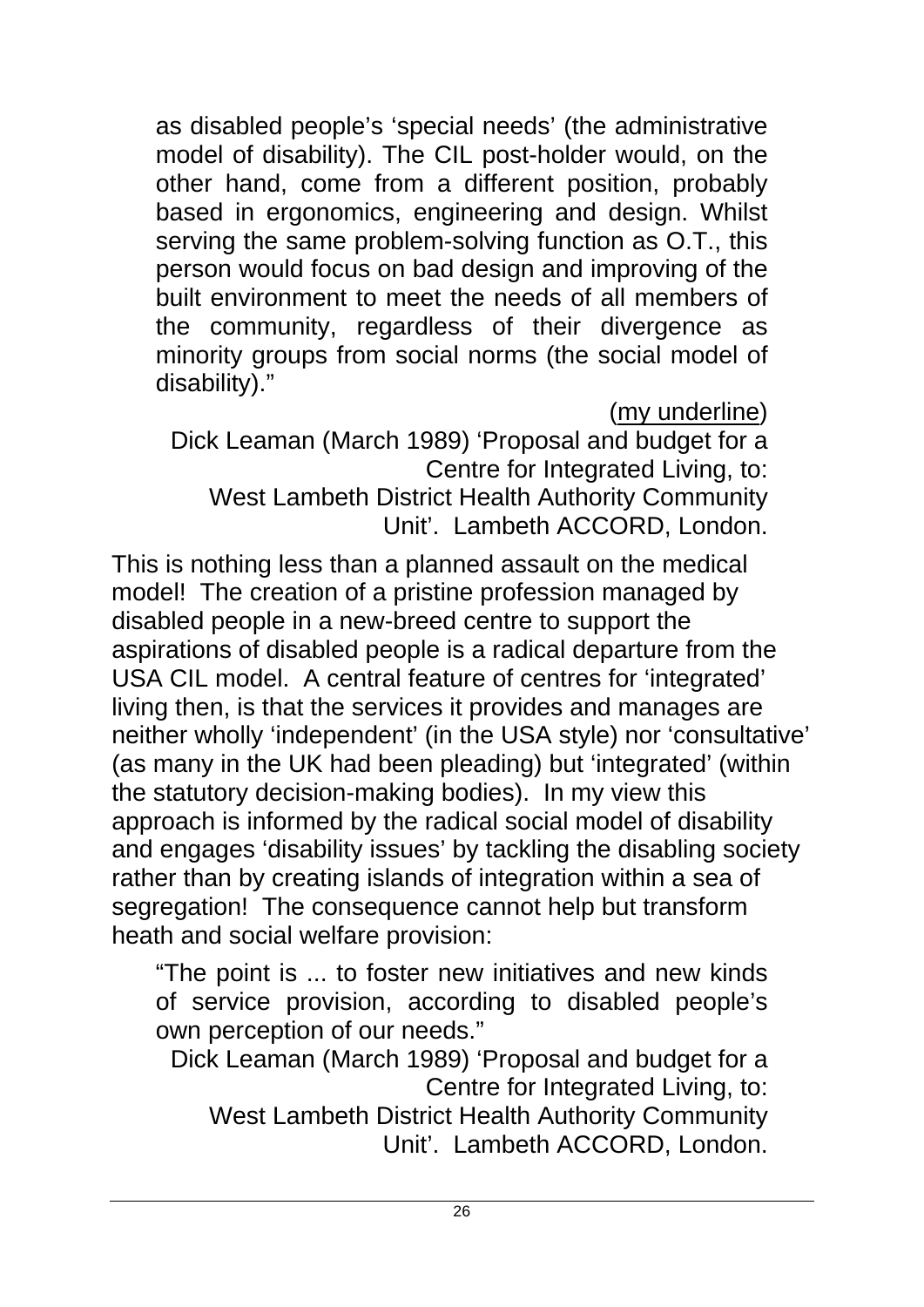> as disabled people's 'special needs' (the administrative model of disability). The CIL post-holder would, on the other hand, come from a different position, probably based in ergonomics, engineering and design. Whilst serving the same problem-solving function as O.T., this person would focus on bad design and improving of the built environment to meet the needs of all members of the community, regardless of their divergence as minority groups from social norms (the social model of disability)."
>
> (<u>my underline</u>)
>
> Dick Leaman (March 1989) 'Proposal and budget for a Centre for Integrated Living, to: West Lambeth District Health Authority Community Unit'. Lambeth ACCORD, London.

This is nothing less than a planned assault on the medical model! The creation of a pristine profession managed by disabled people in a new-breed centre to support the aspirations of disabled people is a radical departure from the USA CIL model. A central feature of centres for 'integrated' living then, is that the services it provides and manages are neither wholly 'independent' (in the USA style) nor 'consultative' (as many in the UK had been pleading) but 'integrated' (within the statutory decision-making bodies). In my view this approach is informed by the radical social model of disability and engages 'disability issues' by tackling the disabling society rather than by creating islands of integration within a sea of segregation! The consequence cannot help but transform heath and social welfare provision:

> "The point is ... to foster new initiatives and new kinds of service provision, according to disabled people's own perception of our needs."
>
> Dick Leaman (March 1989) 'Proposal and budget for a Centre for Integrated Living, to: West Lambeth District Health Authority Community Unit'. Lambeth ACCORD, London.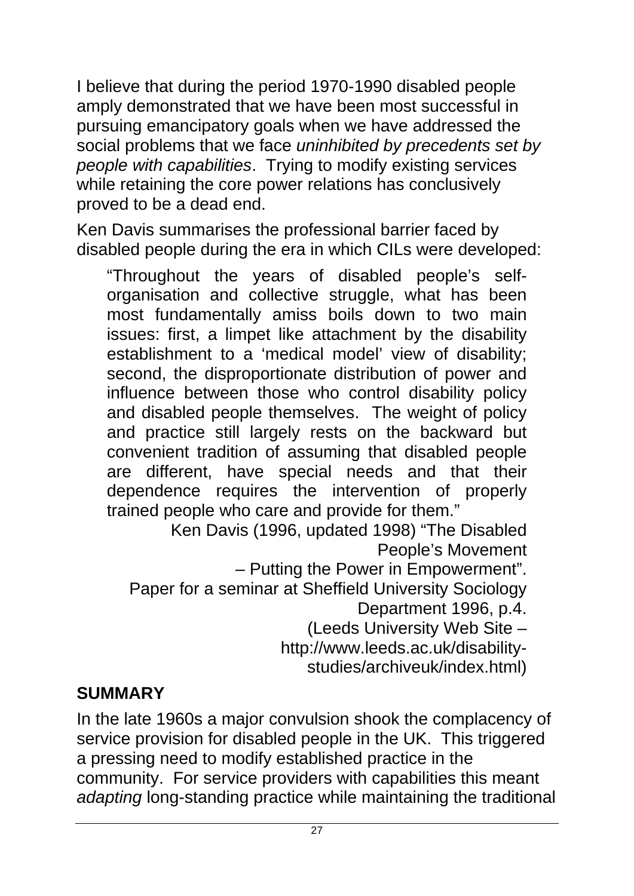I believe that during the period 1970-1990 disabled people amply demonstrated that we have been most successful in pursuing emancipatory goals when we have addressed the social problems that we face *uninhibited by precedents set by people with capabilities*. Trying to modify existing services while retaining the core power relations has conclusively proved to be a dead end.

Ken Davis summarises the professional barrier faced by disabled people during the era in which CILs were developed:

> "Throughout the years of disabled people's self-organisation and collective struggle, what has been most fundamentally amiss boils down to two main issues: first, a limpet like attachment by the disability establishment to a 'medical model' view of disability; second, the disproportionate distribution of power and influence between those who control disability policy and disabled people themselves. The weight of policy and practice still largely rests on the backward but convenient tradition of assuming that disabled people are different, have special needs and that their dependence requires the intervention of properly trained people who care and provide for them."
>
> Ken Davis (1996, updated 1998) "The Disabled People's Movement – Putting the Power in Empowerment". Paper for a seminar at Sheffield University Sociology Department 1996, p.4. (Leeds University Web Site – http://www.leeds.ac.uk/disability-studies/archiveuk/index.html)

## SUMMARY

In the late 1960s a major convulsion shook the complacency of service provision for disabled people in the UK. This triggered a pressing need to modify established practice in the community. For service providers with capabilities this meant *adapting* long-standing practice while maintaining the traditional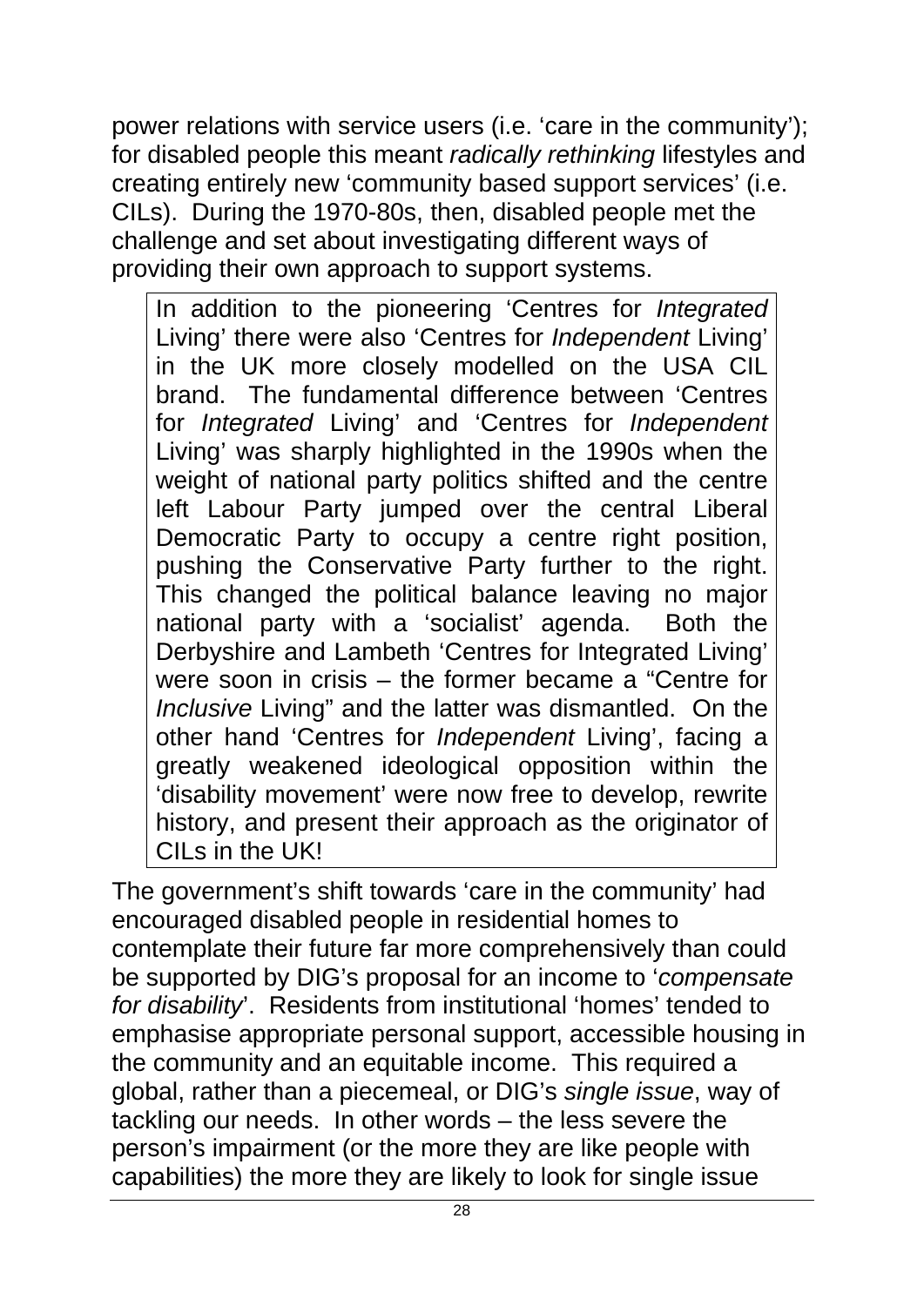power relations with service users (i.e. 'care in the community'); for disabled people this meant *radically rethinking* lifestyles and creating entirely new 'community based support services' (i.e. CILs). During the 1970-80s, then, disabled people met the challenge and set about investigating different ways of providing their own approach to support systems.

> In addition to the pioneering 'Centres for *Integrated* Living' there were also 'Centres for *Independent* Living' in the UK more closely modelled on the USA CIL brand. The fundamental difference between 'Centres for *Integrated* Living' and 'Centres for *Independent* Living' was sharply highlighted in the 1990s when the weight of national party politics shifted and the centre left Labour Party jumped over the central Liberal Democratic Party to occupy a centre right position, pushing the Conservative Party further to the right. This changed the political balance leaving no major national party with a 'socialist' agenda. Both the Derbyshire and Lambeth 'Centres for Integrated Living' were soon in crisis – the former became a "Centre for *Inclusive* Living" and the latter was dismantled. On the other hand 'Centres for *Independent* Living', facing a greatly weakened ideological opposition within the 'disability movement' were now free to develop, rewrite history, and present their approach as the originator of CILs in the UK!

The government's shift towards 'care in the community' had encouraged disabled people in residential homes to contemplate their future far more comprehensively than could be supported by DIG's proposal for an income to '*compensate for disability*'. Residents from institutional 'homes' tended to emphasise appropriate personal support, accessible housing in the community and an equitable income. This required a global, rather than a piecemeal, or DIG's *single issue*, way of tackling our needs. In other words – the less severe the person's impairment (or the more they are like people with capabilities) the more they are likely to look for single issue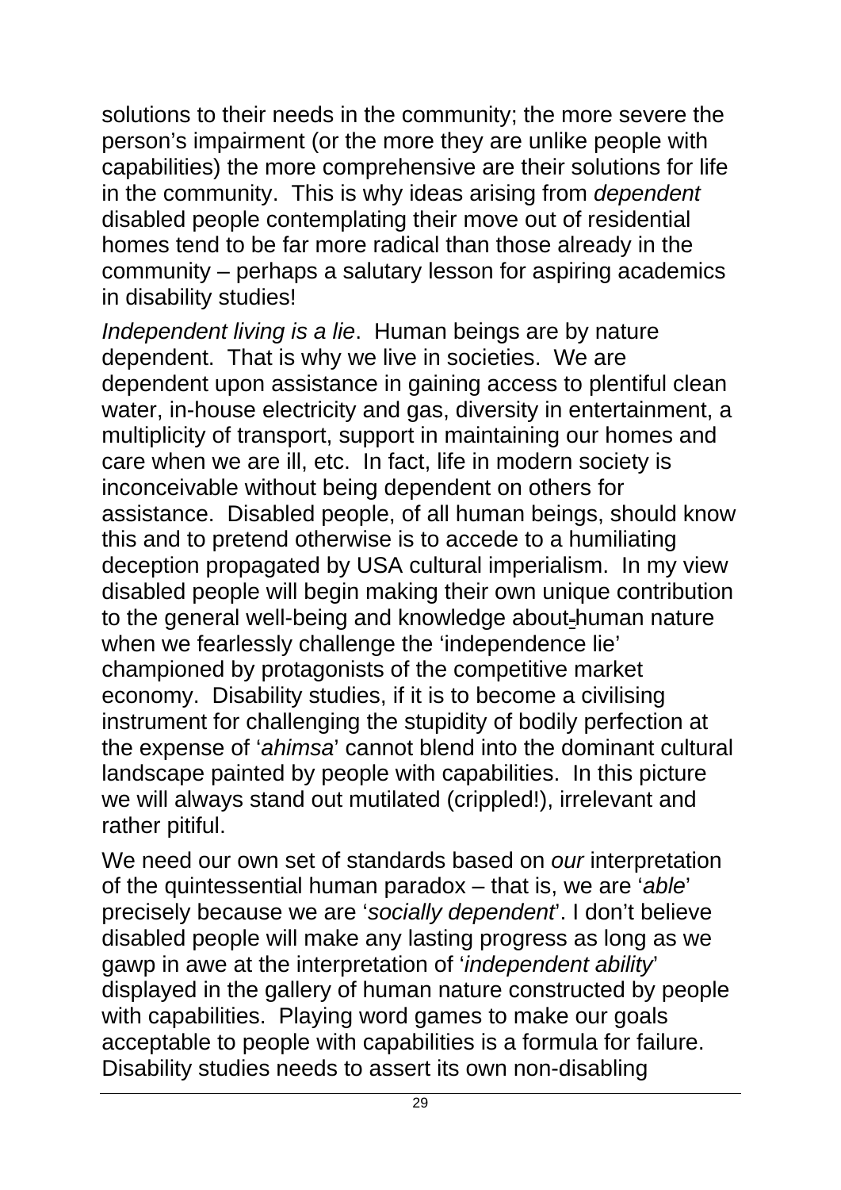solutions to their needs in the community; the more severe the person's impairment (or the more they are unlike people with capabilities) the more comprehensive are their solutions for life in the community. This is why ideas arising from *dependent* disabled people contemplating their move out of residential homes tend to be far more radical than those already in the community – perhaps a salutary lesson for aspiring academics in disability studies!

*Independent living is a lie*. Human beings are by nature dependent. That is why we live in societies. We are dependent upon assistance in gaining access to plentiful clean water, in-house electricity and gas, diversity in entertainment, a multiplicity of transport, support in maintaining our homes and care when we are ill, etc. In fact, life in modern society is inconceivable without being dependent on others for assistance. Disabled people, of all human beings, should know this and to pretend otherwise is to accede to a humiliating deception propagated by USA cultural imperialism. In my view disabled people will begin making their own unique contribution to the general well-being and knowledge about human nature when we fearlessly challenge the 'independence lie' championed by protagonists of the competitive market economy. Disability studies, if it is to become a civilising instrument for challenging the stupidity of bodily perfection at the expense of '*ahimsa*' cannot blend into the dominant cultural landscape painted by people with capabilities. In this picture we will always stand out mutilated (crippled!), irrelevant and rather pitiful.

We need our own set of standards based on *our* interpretation of the quintessential human paradox – that is, we are '*able*' precisely because we are '*socially dependent*'. I don't believe disabled people will make any lasting progress as long as we gawp in awe at the interpretation of '*independent ability*' displayed in the gallery of human nature constructed by people with capabilities. Playing word games to make our goals acceptable to people with capabilities is a formula for failure. Disability studies needs to assert its own non-disabling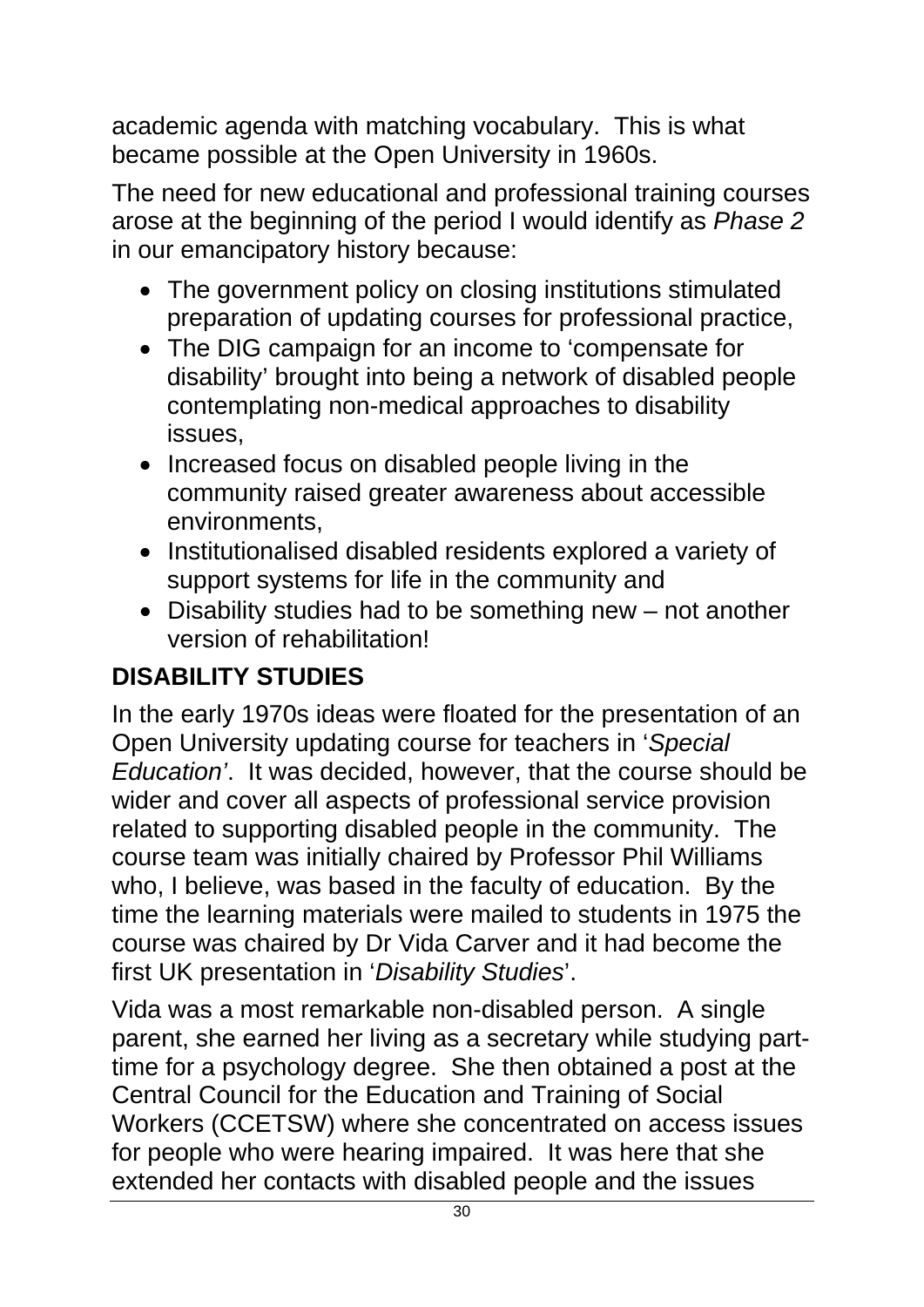academic agenda with matching vocabulary. This is what became possible at the Open University in 1960s.

The need for new educational and professional training courses arose at the beginning of the period I would identify as *Phase 2* in our emancipatory history because:

- The government policy on closing institutions stimulated preparation of updating courses for professional practice,
- The DIG campaign for an income to 'compensate for disability' brought into being a network of disabled people contemplating non-medical approaches to disability issues,
- Increased focus on disabled people living in the community raised greater awareness about accessible environments,
- Institutionalised disabled residents explored a variety of support systems for life in the community and
- Disability studies had to be something new – not another version of rehabilitation!

## DISABILITY STUDIES

In the early 1970s ideas were floated for the presentation of an Open University updating course for teachers in '*Special Education'*. It was decided, however, that the course should be wider and cover all aspects of professional service provision related to supporting disabled people in the community. The course team was initially chaired by Professor Phil Williams who, I believe, was based in the faculty of education. By the time the learning materials were mailed to students in 1975 the course was chaired by Dr Vida Carver and it had become the first UK presentation in '*Disability Studies*'.

Vida was a most remarkable non-disabled person. A single parent, she earned her living as a secretary while studying part-time for a psychology degree. She then obtained a post at the Central Council for the Education and Training of Social Workers (CCETSW) where she concentrated on access issues for people who were hearing impaired. It was here that she extended her contacts with disabled people and the issues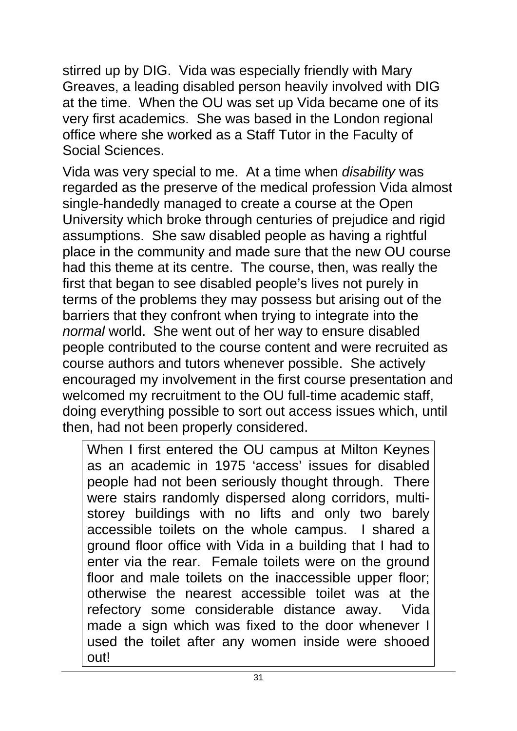stirred up by DIG. Vida was especially friendly with Mary Greaves, a leading disabled person heavily involved with DIG at the time. When the OU was set up Vida became one of its very first academics. She was based in the London regional office where she worked as a Staff Tutor in the Faculty of Social Sciences.

Vida was very special to me. At a time when *disability* was regarded as the preserve of the medical profession Vida almost single-handedly managed to create a course at the Open University which broke through centuries of prejudice and rigid assumptions. She saw disabled people as having a rightful place in the community and made sure that the new OU course had this theme at its centre. The course, then, was really the first that began to see disabled people's lives not purely in terms of the problems they may possess but arising out of the barriers that they confront when trying to integrate into the *normal* world. She went out of her way to ensure disabled people contributed to the course content and were recruited as course authors and tutors whenever possible. She actively encouraged my involvement in the first course presentation and welcomed my recruitment to the OU full-time academic staff, doing everything possible to sort out access issues which, until then, had not been properly considered.

> When I first entered the OU campus at Milton Keynes as an academic in 1975 'access' issues for disabled people had not been seriously thought through. There were stairs randomly dispersed along corridors, multi-storey buildings with no lifts and only two barely accessible toilets on the whole campus. I shared a ground floor office with Vida in a building that I had to enter via the rear. Female toilets were on the ground floor and male toilets on the inaccessible upper floor; otherwise the nearest accessible toilet was at the refectory some considerable distance away. Vida made a sign which was fixed to the door whenever I used the toilet after any women inside were shooed out!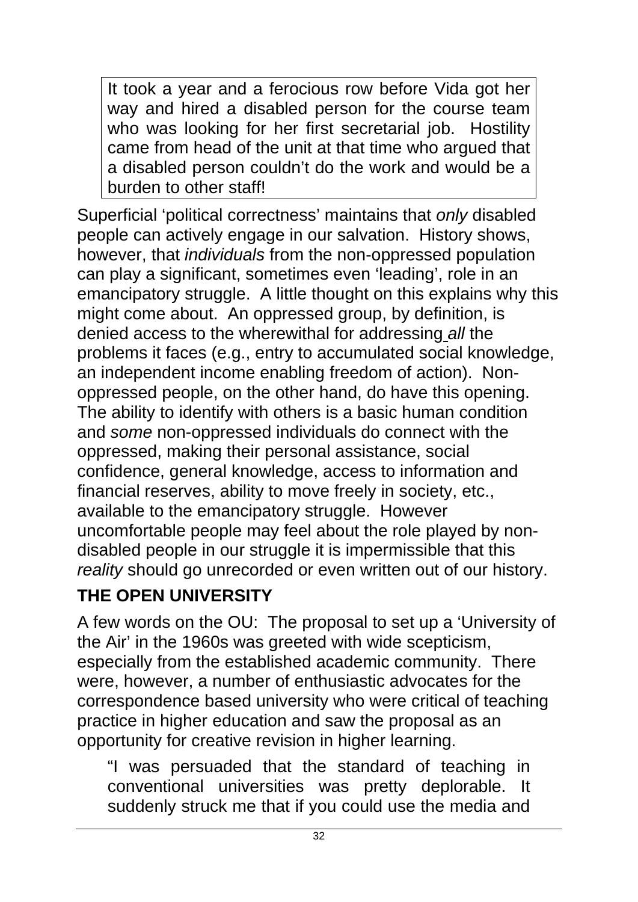> It took a year and a ferocious row before Vida got her way and hired a disabled person for the course team who was looking for her first secretarial job. Hostility came from head of the unit at that time who argued that a disabled person couldn't do the work and would be a burden to other staff!

Superficial 'political correctness' maintains that *only* disabled people can actively engage in our salvation. History shows, however, that *individuals* from the non-oppressed population can play a significant, sometimes even 'leading', role in an emancipatory struggle. A little thought on this explains why this might come about. An oppressed group, by definition, is denied access to the wherewithal for addressing *all* the problems it faces (e.g., entry to accumulated social knowledge, an independent income enabling freedom of action). Non-oppressed people, on the other hand, do have this opening. The ability to identify with others is a basic human condition and *some* non-oppressed individuals do connect with the oppressed, making their personal assistance, social confidence, general knowledge, access to information and financial reserves, ability to move freely in society, etc., available to the emancipatory struggle. However uncomfortable people may feel about the role played by non-disabled people in our struggle it is impermissible that this *reality* should go unrecorded or even written out of our history.

## THE OPEN UNIVERSITY

A few words on the OU: The proposal to set up a 'University of the Air' in the 1960s was greeted with wide scepticism, especially from the established academic community. There were, however, a number of enthusiastic advocates for the correspondence based university who were critical of teaching practice in higher education and saw the proposal as an opportunity for creative revision in higher learning.

> "I was persuaded that the standard of teaching in conventional universities was pretty deplorable. It suddenly struck me that if you could use the media and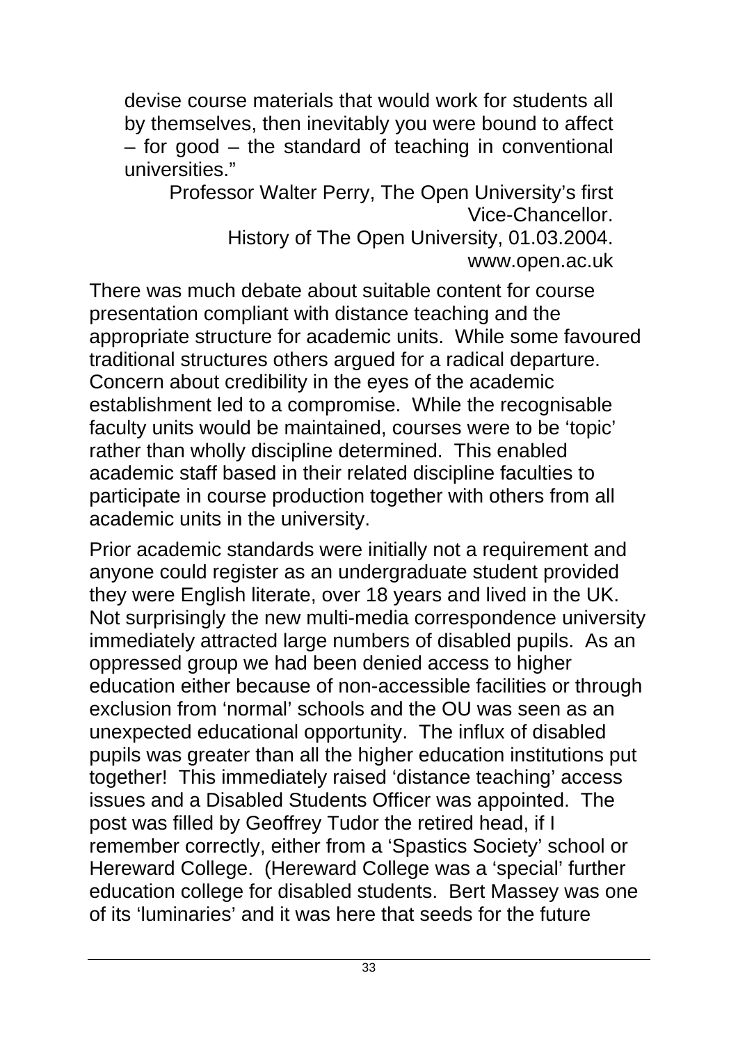> devise course materials that would work for students all by themselves, then inevitably you were bound to affect – for good – the standard of teaching in conventional universities."
>
> Professor Walter Perry, The Open University's first Vice-Chancellor.
> History of The Open University, 01.03.2004.
> www.open.ac.uk

There was much debate about suitable content for course presentation compliant with distance teaching and the appropriate structure for academic units. While some favoured traditional structures others argued for a radical departure. Concern about credibility in the eyes of the academic establishment led to a compromise. While the recognisable faculty units would be maintained, courses were to be 'topic' rather than wholly discipline determined. This enabled academic staff based in their related discipline faculties to participate in course production together with others from all academic units in the university.

Prior academic standards were initially not a requirement and anyone could register as an undergraduate student provided they were English literate, over 18 years and lived in the UK. Not surprisingly the new multi-media correspondence university immediately attracted large numbers of disabled pupils. As an oppressed group we had been denied access to higher education either because of non-accessible facilities or through exclusion from 'normal' schools and the OU was seen as an unexpected educational opportunity. The influx of disabled pupils was greater than all the higher education institutions put together! This immediately raised 'distance teaching' access issues and a Disabled Students Officer was appointed. The post was filled by Geoffrey Tudor the retired head, if I remember correctly, either from a 'Spastics Society' school or Hereward College. (Hereward College was a 'special' further education college for disabled students. Bert Massey was one of its 'luminaries' and it was here that seeds for the future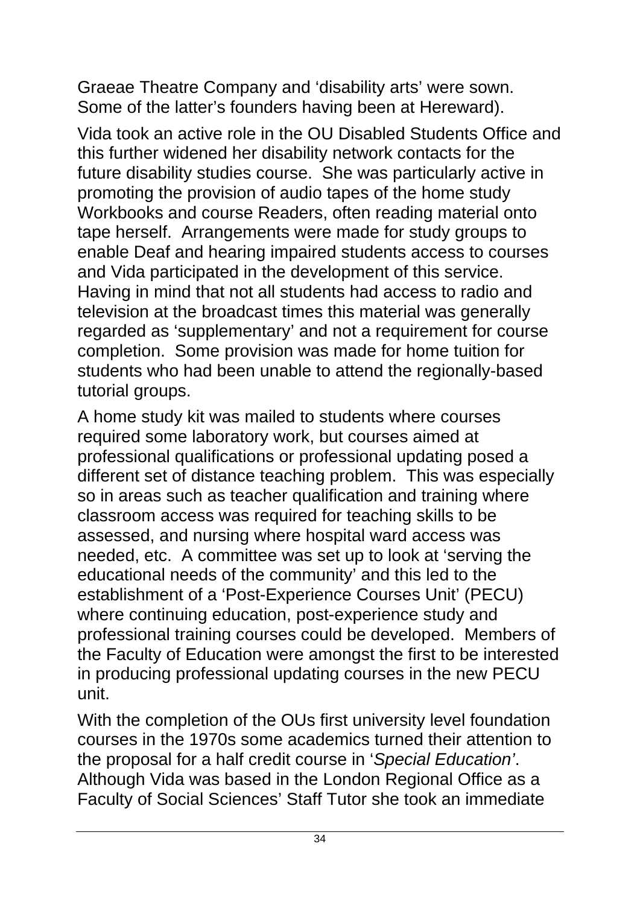Graeae Theatre Company and 'disability arts' were sown. Some of the latter's founders having been at Hereward).

Vida took an active role in the OU Disabled Students Office and this further widened her disability network contacts for the future disability studies course. She was particularly active in promoting the provision of audio tapes of the home study Workbooks and course Readers, often reading material onto tape herself. Arrangements were made for study groups to enable Deaf and hearing impaired students access to courses and Vida participated in the development of this service. Having in mind that not all students had access to radio and television at the broadcast times this material was generally regarded as 'supplementary' and not a requirement for course completion. Some provision was made for home tuition for students who had been unable to attend the regionally-based tutorial groups.

A home study kit was mailed to students where courses required some laboratory work, but courses aimed at professional qualifications or professional updating posed a different set of distance teaching problem. This was especially so in areas such as teacher qualification and training where classroom access was required for teaching skills to be assessed, and nursing where hospital ward access was needed, etc. A committee was set up to look at 'serving the educational needs of the community' and this led to the establishment of a 'Post-Experience Courses Unit' (PECU) where continuing education, post-experience study and professional training courses could be developed. Members of the Faculty of Education were amongst the first to be interested in producing professional updating courses in the new PECU unit.

With the completion of the OUs first university level foundation courses in the 1970s some academics turned their attention to the proposal for a half credit course in '*Special Education'*. Although Vida was based in the London Regional Office as a Faculty of Social Sciences' Staff Tutor she took an immediate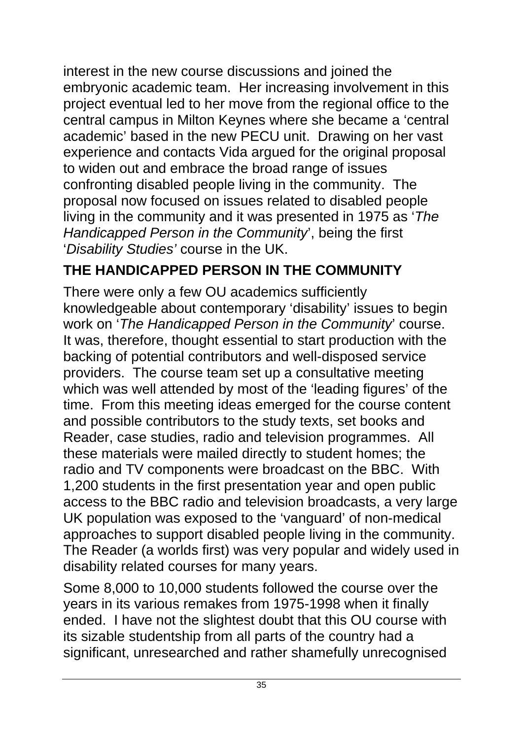interest in the new course discussions and joined the embryonic academic team. Her increasing involvement in this project eventual led to her move from the regional office to the central campus in Milton Keynes where she became a 'central academic' based in the new PECU unit. Drawing on her vast experience and contacts Vida argued for the original proposal to widen out and embrace the broad range of issues confronting disabled people living in the community. The proposal now focused on issues related to disabled people living in the community and it was presented in 1975 as '*The Handicapped Person in the Community*', being the first '*Disability Studies'* course in the UK.

## THE HANDICAPPED PERSON IN THE COMMUNITY

There were only a few OU academics sufficiently knowledgeable about contemporary 'disability' issues to begin work on '*The Handicapped Person in the Community*' course. It was, therefore, thought essential to start production with the backing of potential contributors and well-disposed service providers. The course team set up a consultative meeting which was well attended by most of the 'leading figures' of the time. From this meeting ideas emerged for the course content and possible contributors to the study texts, set books and Reader, case studies, radio and television programmes. All these materials were mailed directly to student homes; the radio and TV components were broadcast on the BBC. With 1,200 students in the first presentation year and open public access to the BBC radio and television broadcasts, a very large UK population was exposed to the 'vanguard' of non-medical approaches to support disabled people living in the community. The Reader (a worlds first) was very popular and widely used in disability related courses for many years.

Some 8,000 to 10,000 students followed the course over the years in its various remakes from 1975-1998 when it finally ended. I have not the slightest doubt that this OU course with its sizable studentship from all parts of the country had a significant, unresearched and rather shamefully unrecognised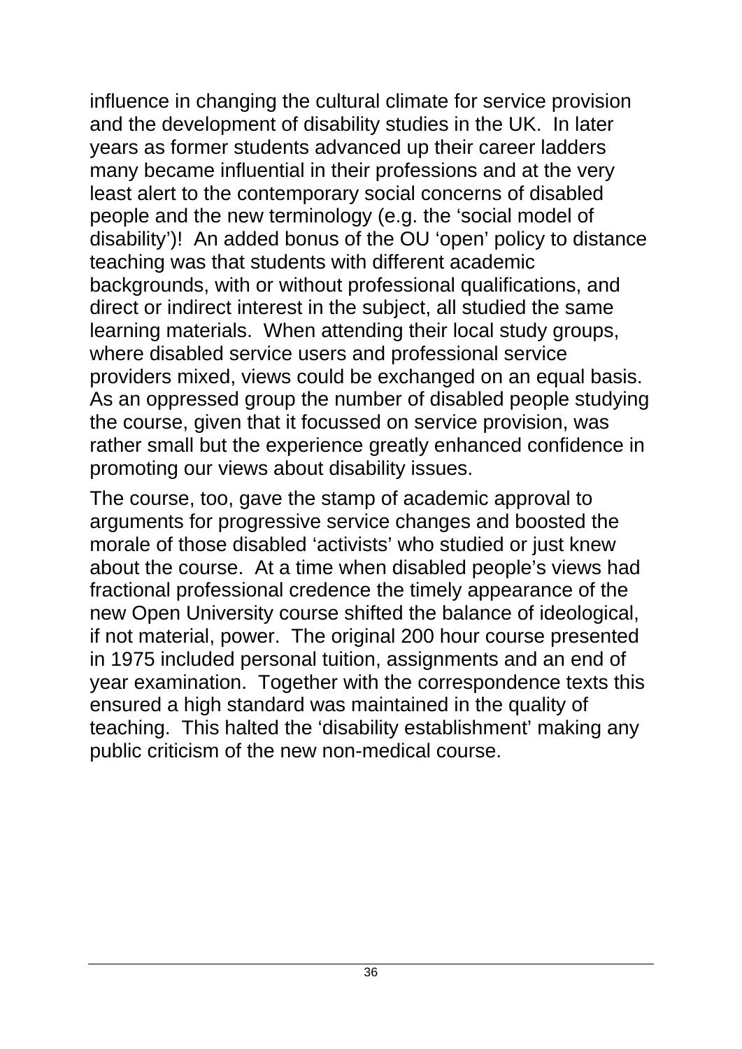influence in changing the cultural climate for service provision and the development of disability studies in the UK. In later years as former students advanced up their career ladders many became influential in their professions and at the very least alert to the contemporary social concerns of disabled people and the new terminology (e.g. the 'social model of disability')! An added bonus of the OU 'open' policy to distance teaching was that students with different academic backgrounds, with or without professional qualifications, and direct or indirect interest in the subject, all studied the same learning materials. When attending their local study groups, where disabled service users and professional service providers mixed, views could be exchanged on an equal basis. As an oppressed group the number of disabled people studying the course, given that it focussed on service provision, was rather small but the experience greatly enhanced confidence in promoting our views about disability issues.

The course, too, gave the stamp of academic approval to arguments for progressive service changes and boosted the morale of those disabled 'activists' who studied or just knew about the course. At a time when disabled people's views had fractional professional credence the timely appearance of the new Open University course shifted the balance of ideological, if not material, power. The original 200 hour course presented in 1975 included personal tuition, assignments and an end of year examination. Together with the correspondence texts this ensured a high standard was maintained in the quality of teaching. This halted the 'disability establishment' making any public criticism of the new non-medical course.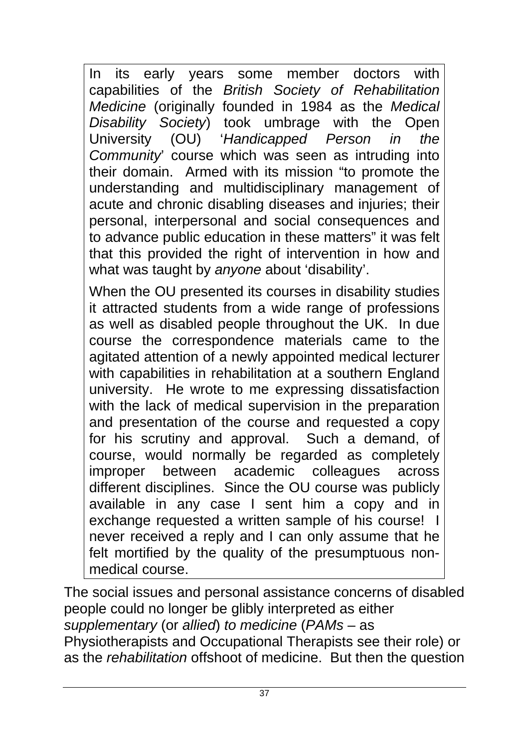> In its early years some member doctors with capabilities of the *British Society of Rehabilitation Medicine* (originally founded in 1984 as the *Medical Disability Society*) took umbrage with the Open University (OU) '*Handicapped Person in the Community*' course which was seen as intruding into their domain. Armed with its mission "to promote the understanding and multidisciplinary management of acute and chronic disabling diseases and injuries; their personal, interpersonal and social consequences and to advance public education in these matters" it was felt that this provided the right of intervention in how and what was taught by *anyone* about 'disability'.
>
> When the OU presented its courses in disability studies it attracted students from a wide range of professions as well as disabled people throughout the UK. In due course the correspondence materials came to the agitated attention of a newly appointed medical lecturer with capabilities in rehabilitation at a southern England university. He wrote to me expressing dissatisfaction with the lack of medical supervision in the preparation and presentation of the course and requested a copy for his scrutiny and approval. Such a demand, of course, would normally be regarded as completely improper between academic colleagues across different disciplines. Since the OU course was publicly available in any case I sent him a copy and in exchange requested a written sample of his course! I never received a reply and I can only assume that he felt mortified by the quality of the presumptuous non-medical course.

The social issues and personal assistance concerns of disabled people could no longer be glibly interpreted as either *supplementary* (or *allied*) *to medicine* (*PAMs* – as Physiotherapists and Occupational Therapists see their role) or as the *rehabilitation* offshoot of medicine. But then the question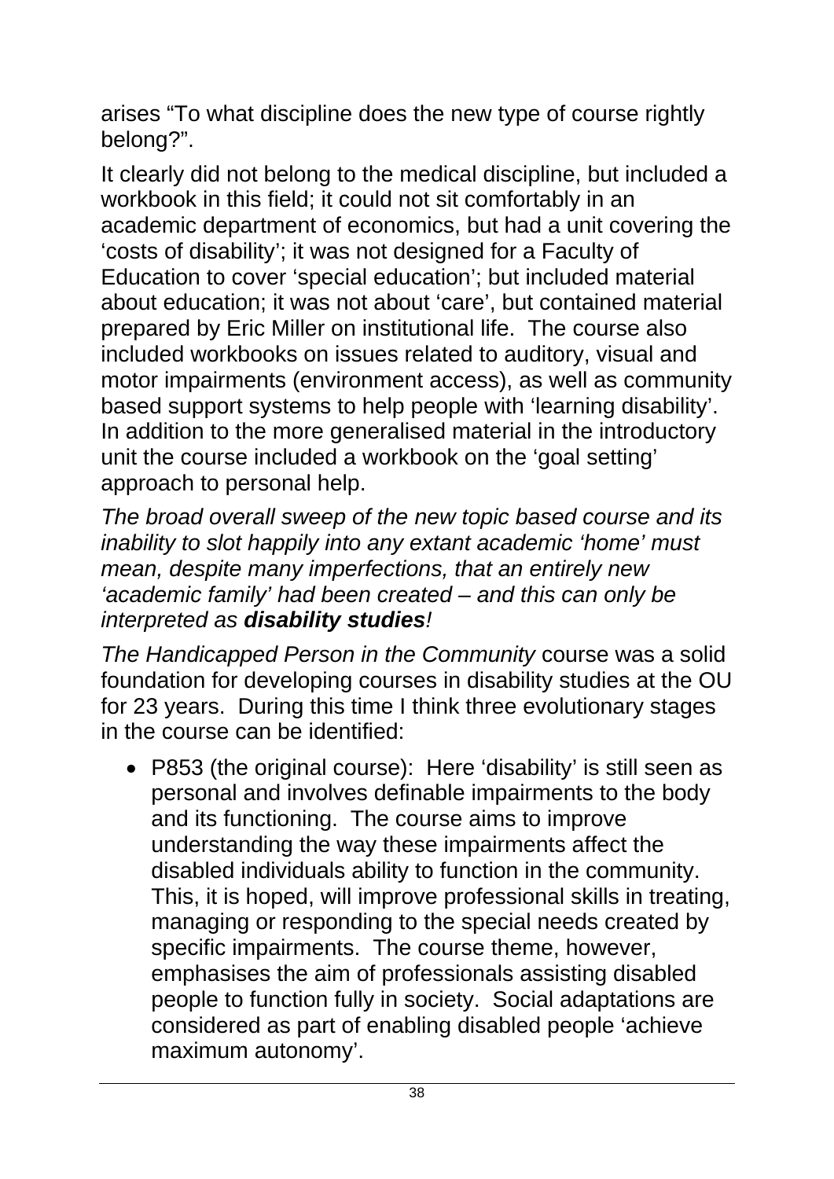arises "To what discipline does the new type of course rightly belong?".

It clearly did not belong to the medical discipline, but included a workbook in this field; it could not sit comfortably in an academic department of economics, but had a unit covering the 'costs of disability'; it was not designed for a Faculty of Education to cover 'special education'; but included material about education; it was not about 'care', but contained material prepared by Eric Miller on institutional life. The course also included workbooks on issues related to auditory, visual and motor impairments (environment access), as well as community based support systems to help people with 'learning disability'. In addition to the more generalised material in the introductory unit the course included a workbook on the 'goal setting' approach to personal help.

*The broad overall sweep of the new topic based course and its inability to slot happily into any extant academic 'home' must mean, despite many imperfections, that an entirely new 'academic family' had been created – and this can only be interpreted as **disability studies**!*

*The Handicapped Person in the Community* course was a solid foundation for developing courses in disability studies at the OU for 23 years. During this time I think three evolutionary stages in the course can be identified:

- P853 (the original course): Here 'disability' is still seen as personal and involves definable impairments to the body and its functioning. The course aims to improve understanding the way these impairments affect the disabled individuals ability to function in the community. This, it is hoped, will improve professional skills in treating, managing or responding to the special needs created by specific impairments. The course theme, however, emphasises the aim of professionals assisting disabled people to function fully in society. Social adaptations are considered as part of enabling disabled people 'achieve maximum autonomy'.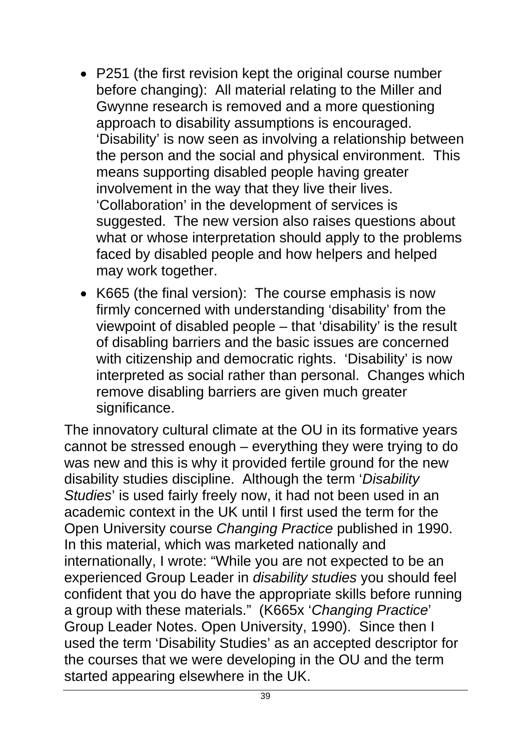- P251 (the first revision kept the original course number before changing): All material relating to the Miller and Gwynne research is removed and a more questioning approach to disability assumptions is encouraged. 'Disability' is now seen as involving a relationship between the person and the social and physical environment. This means supporting disabled people having greater involvement in the way that they live their lives. 'Collaboration' in the development of services is suggested. The new version also raises questions about what or whose interpretation should apply to the problems faced by disabled people and how helpers and helped may work together.
- K665 (the final version): The course emphasis is now firmly concerned with understanding 'disability' from the viewpoint of disabled people – that 'disability' is the result of disabling barriers and the basic issues are concerned with citizenship and democratic rights. 'Disability' is now interpreted as social rather than personal. Changes which remove disabling barriers are given much greater significance.

The innovatory cultural climate at the OU in its formative years cannot be stressed enough – everything they were trying to do was new and this is why it provided fertile ground for the new disability studies discipline. Although the term '*Disability Studies*' is used fairly freely now, it had not been used in an academic context in the UK until I first used the term for the Open University course *Changing Practice* published in 1990. In this material, which was marketed nationally and internationally, I wrote: "While you are not expected to be an experienced Group Leader in *disability studies* you should feel confident that you do have the appropriate skills before running a group with these materials." (K665x '*Changing Practice*' Group Leader Notes. Open University, 1990). Since then I used the term 'Disability Studies' as an accepted descriptor for the courses that we were developing in the OU and the term started appearing elsewhere in the UK.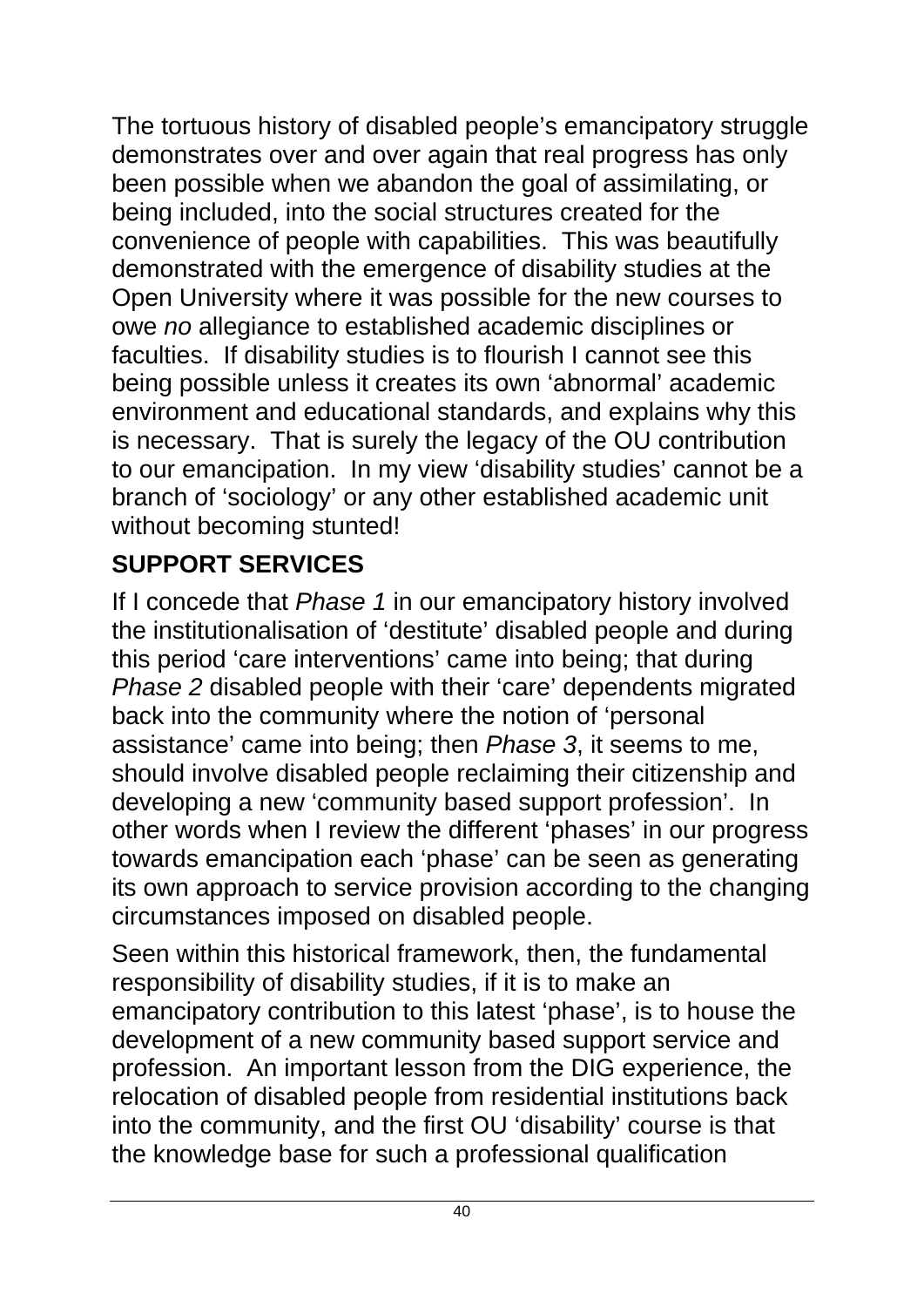The tortuous history of disabled people's emancipatory struggle demonstrates over and over again that real progress has only been possible when we abandon the goal of assimilating, or being included, into the social structures created for the convenience of people with capabilities. This was beautifully demonstrated with the emergence of disability studies at the Open University where it was possible for the new courses to owe *no* allegiance to established academic disciplines or faculties. If disability studies is to flourish I cannot see this being possible unless it creates its own 'abnormal' academic environment and educational standards, and explains why this is necessary. That is surely the legacy of the OU contribution to our emancipation. In my view 'disability studies' cannot be a branch of 'sociology' or any other established academic unit without becoming stunted!

## SUPPORT SERVICES

If I concede that *Phase 1* in our emancipatory history involved the institutionalisation of 'destitute' disabled people and during this period 'care interventions' came into being; that during *Phase 2* disabled people with their 'care' dependents migrated back into the community where the notion of 'personal assistance' came into being; then *Phase 3*, it seems to me, should involve disabled people reclaiming their citizenship and developing a new 'community based support profession'. In other words when I review the different 'phases' in our progress towards emancipation each 'phase' can be seen as generating its own approach to service provision according to the changing circumstances imposed on disabled people.

Seen within this historical framework, then, the fundamental responsibility of disability studies, if it is to make an emancipatory contribution to this latest 'phase', is to house the development of a new community based support service and profession. An important lesson from the DIG experience, the relocation of disabled people from residential institutions back into the community, and the first OU 'disability' course is that the knowledge base for such a professional qualification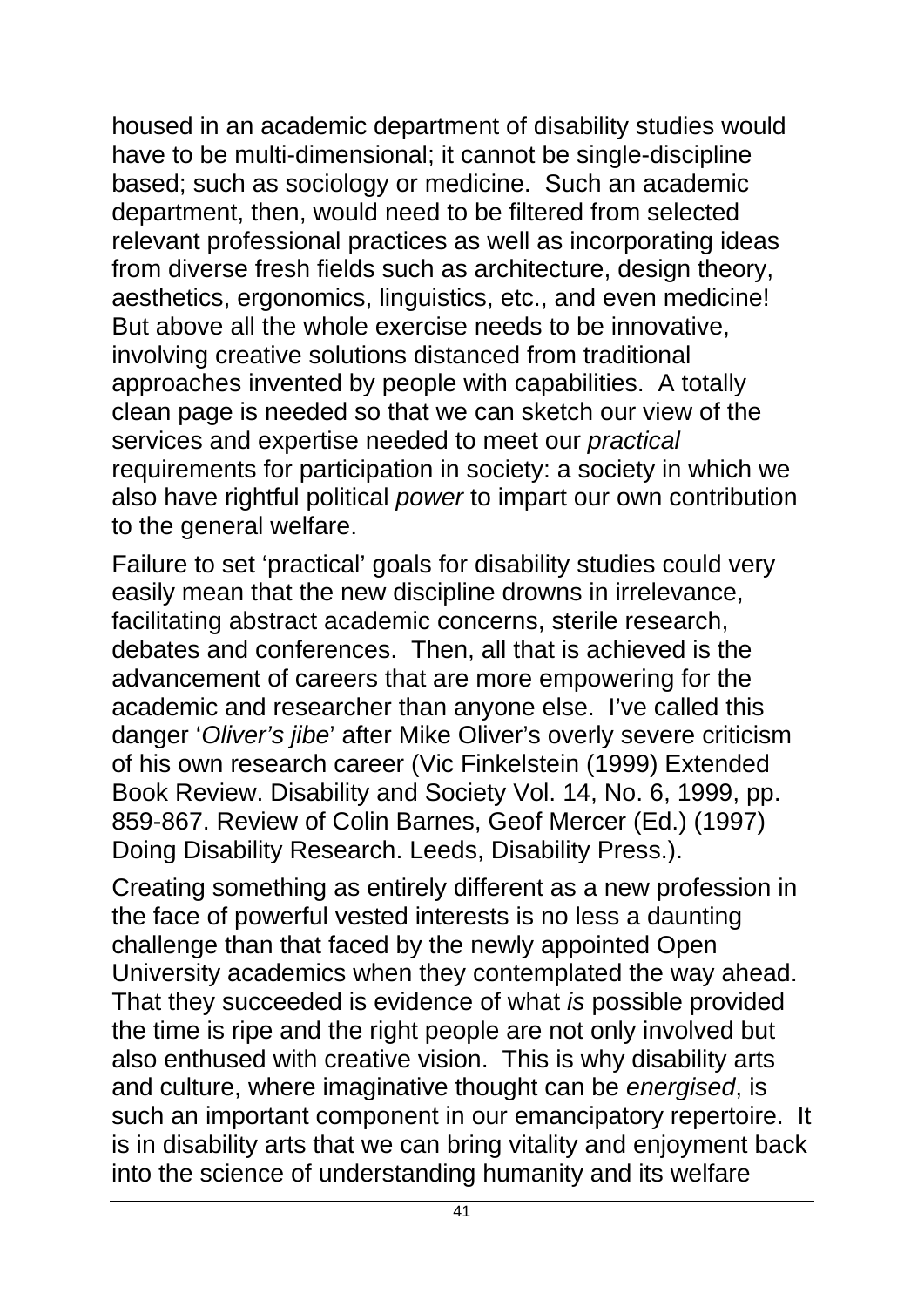housed in an academic department of disability studies would have to be multi-dimensional; it cannot be single-discipline based; such as sociology or medicine. Such an academic department, then, would need to be filtered from selected relevant professional practices as well as incorporating ideas from diverse fresh fields such as architecture, design theory, aesthetics, ergonomics, linguistics, etc., and even medicine! But above all the whole exercise needs to be innovative, involving creative solutions distanced from traditional approaches invented by people with capabilities. A totally clean page is needed so that we can sketch our view of the services and expertise needed to meet our *practical* requirements for participation in society: a society in which we also have rightful political *power* to impart our own contribution to the general welfare.

Failure to set 'practical' goals for disability studies could very easily mean that the new discipline drowns in irrelevance, facilitating abstract academic concerns, sterile research, debates and conferences. Then, all that is achieved is the advancement of careers that are more empowering for the academic and researcher than anyone else. I've called this danger '*Oliver's jibe*' after Mike Oliver's overly severe criticism of his own research career (Vic Finkelstein (1999) Extended Book Review. Disability and Society Vol. 14, No. 6, 1999, pp. 859-867. Review of Colin Barnes, Geof Mercer (Ed.) (1997) Doing Disability Research. Leeds, Disability Press.).

Creating something as entirely different as a new profession in the face of powerful vested interests is no less a daunting challenge than that faced by the newly appointed Open University academics when they contemplated the way ahead. That they succeeded is evidence of what *is* possible provided the time is ripe and the right people are not only involved but also enthused with creative vision. This is why disability arts and culture, where imaginative thought can be *energised*, is such an important component in our emancipatory repertoire. It is in disability arts that we can bring vitality and enjoyment back into the science of understanding humanity and its welfare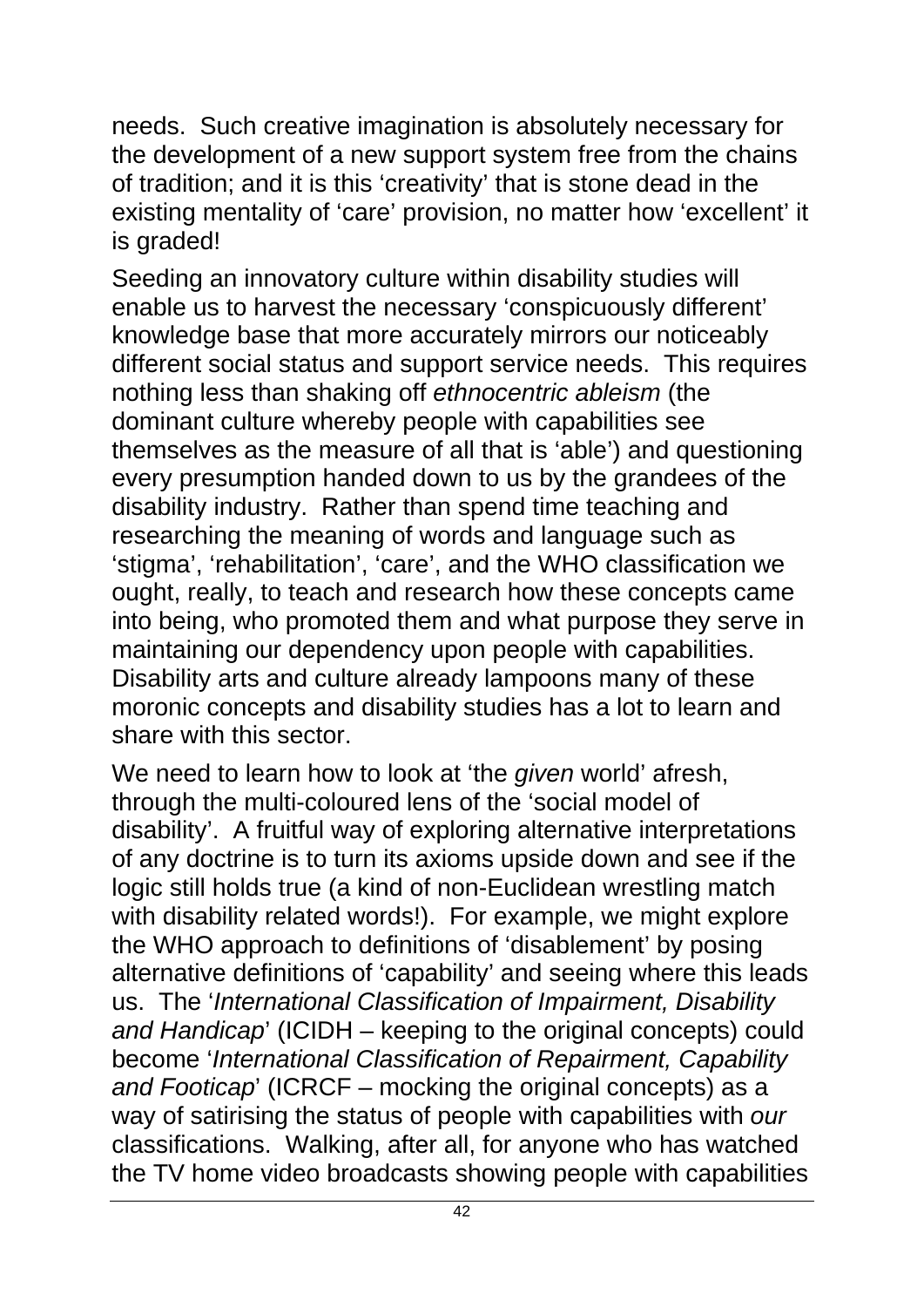needs. Such creative imagination is absolutely necessary for the development of a new support system free from the chains of tradition; and it is this 'creativity' that is stone dead in the existing mentality of 'care' provision, no matter how 'excellent' it is graded!

Seeding an innovatory culture within disability studies will enable us to harvest the necessary 'conspicuously different' knowledge base that more accurately mirrors our noticeably different social status and support service needs. This requires nothing less than shaking off *ethnocentric ableism* (the dominant culture whereby people with capabilities see themselves as the measure of all that is 'able') and questioning every presumption handed down to us by the grandees of the disability industry. Rather than spend time teaching and researching the meaning of words and language such as 'stigma', 'rehabilitation', 'care', and the WHO classification we ought, really, to teach and research how these concepts came into being, who promoted them and what purpose they serve in maintaining our dependency upon people with capabilities. Disability arts and culture already lampoons many of these moronic concepts and disability studies has a lot to learn and share with this sector.

We need to learn how to look at 'the *given* world' afresh, through the multi-coloured lens of the 'social model of disability'. A fruitful way of exploring alternative interpretations of any doctrine is to turn its axioms upside down and see if the logic still holds true (a kind of non-Euclidean wrestling match with disability related words!). For example, we might explore the WHO approach to definitions of 'disablement' by posing alternative definitions of 'capability' and seeing where this leads us. The '*International Classification of Impairment, Disability and Handicap*' (ICIDH – keeping to the original concepts) could become '*International Classification of Repairment, Capability and Footicap*' (ICRCF – mocking the original concepts) as a way of satirising the status of people with capabilities with *our* classifications. Walking, after all, for anyone who has watched the TV home video broadcasts showing people with capabilities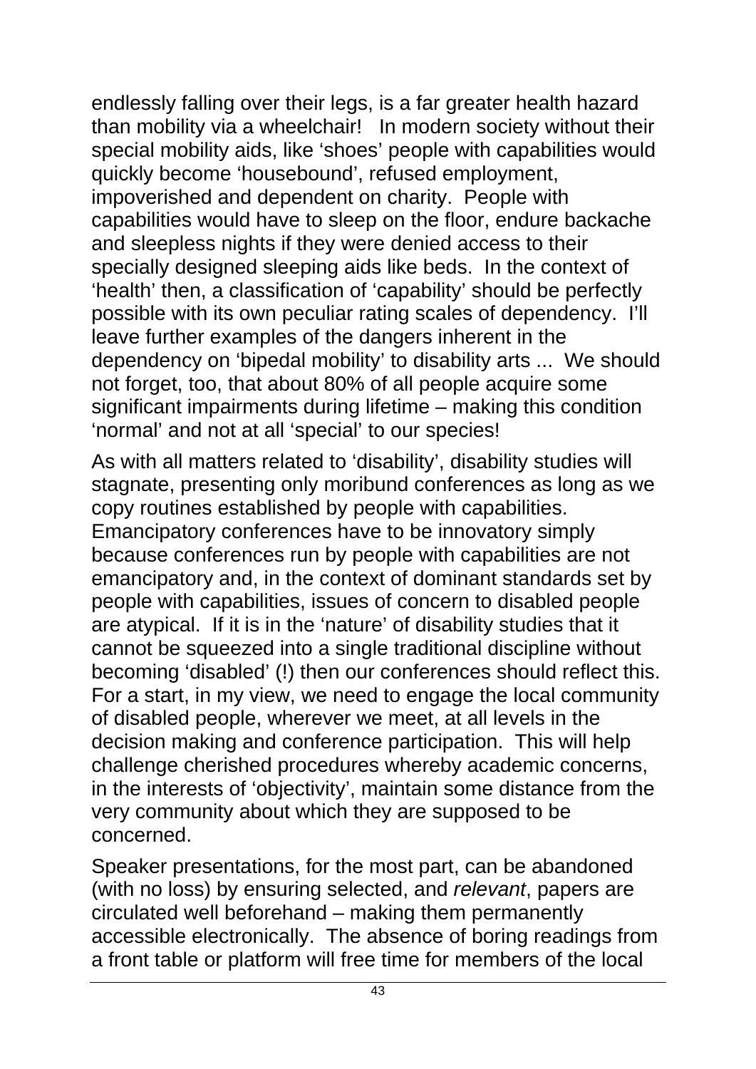endlessly falling over their legs, is a far greater health hazard than mobility via a wheelchair! In modern society without their special mobility aids, like 'shoes' people with capabilities would quickly become 'housebound', refused employment, impoverished and dependent on charity. People with capabilities would have to sleep on the floor, endure backache and sleepless nights if they were denied access to their specially designed sleeping aids like beds. In the context of 'health' then, a classification of 'capability' should be perfectly possible with its own peculiar rating scales of dependency. I'll leave further examples of the dangers inherent in the dependency on 'bipedal mobility' to disability arts ... We should not forget, too, that about 80% of all people acquire some significant impairments during lifetime – making this condition 'normal' and not at all 'special' to our species!

As with all matters related to 'disability', disability studies will stagnate, presenting only moribund conferences as long as we copy routines established by people with capabilities. Emancipatory conferences have to be innovatory simply because conferences run by people with capabilities are not emancipatory and, in the context of dominant standards set by people with capabilities, issues of concern to disabled people are atypical. If it is in the 'nature' of disability studies that it cannot be squeezed into a single traditional discipline without becoming 'disabled' (!) then our conferences should reflect this. For a start, in my view, we need to engage the local community of disabled people, wherever we meet, at all levels in the decision making and conference participation. This will help challenge cherished procedures whereby academic concerns, in the interests of 'objectivity', maintain some distance from the very community about which they are supposed to be concerned.

Speaker presentations, for the most part, can be abandoned (with no loss) by ensuring selected, and *relevant*, papers are circulated well beforehand – making them permanently accessible electronically. The absence of boring readings from a front table or platform will free time for members of the local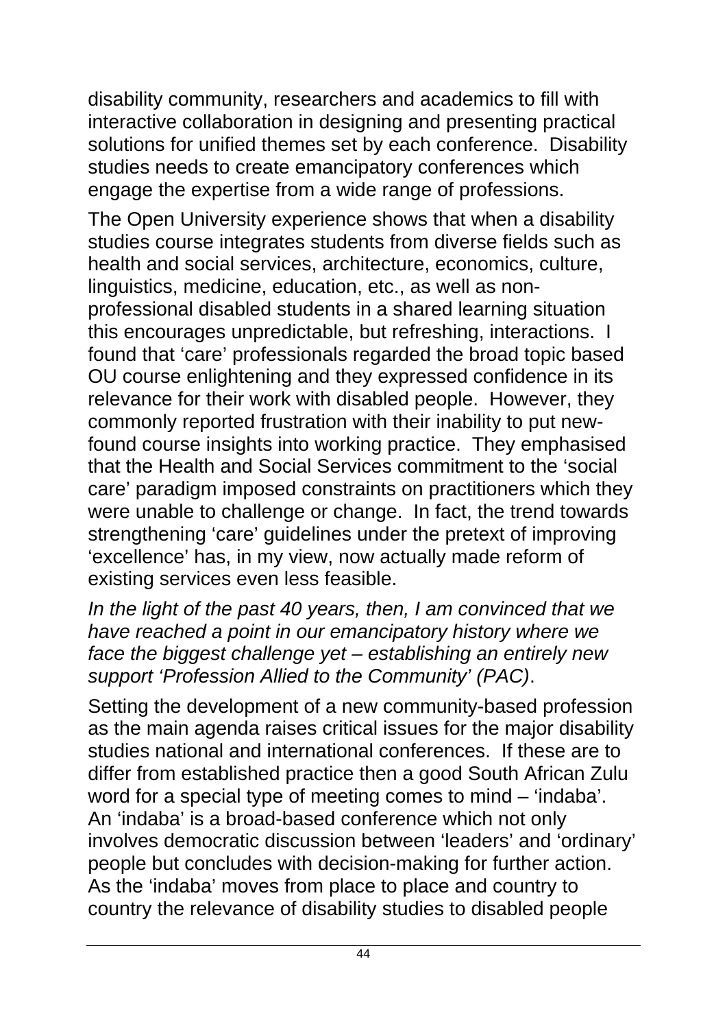disability community, researchers and academics to fill with interactive collaboration in designing and presenting practical solutions for unified themes set by each conference. Disability studies needs to create emancipatory conferences which engage the expertise from a wide range of professions.

The Open University experience shows that when a disability studies course integrates students from diverse fields such as health and social services, architecture, economics, culture, linguistics, medicine, education, etc., as well as non-professional disabled students in a shared learning situation this encourages unpredictable, but refreshing, interactions. I found that 'care' professionals regarded the broad topic based OU course enlightening and they expressed confidence in its relevance for their work with disabled people. However, they commonly reported frustration with their inability to put new-found course insights into working practice. They emphasised that the Health and Social Services commitment to the 'social care' paradigm imposed constraints on practitioners which they were unable to challenge or change. In fact, the trend towards strengthening 'care' guidelines under the pretext of improving 'excellence' has, in my view, now actually made reform of existing services even less feasible.

*In the light of the past 40 years, then, I am convinced that we have reached a point in our emancipatory history where we face the biggest challenge yet – establishing an entirely new support 'Profession Allied to the Community' (PAC)*.

Setting the development of a new community-based profession as the main agenda raises critical issues for the major disability studies national and international conferences. If these are to differ from established practice then a good South African Zulu word for a special type of meeting comes to mind – 'indaba'. An 'indaba' is a broad-based conference which not only involves democratic discussion between 'leaders' and 'ordinary' people but concludes with decision-making for further action. As the 'indaba' moves from place to place and country to country the relevance of disability studies to disabled people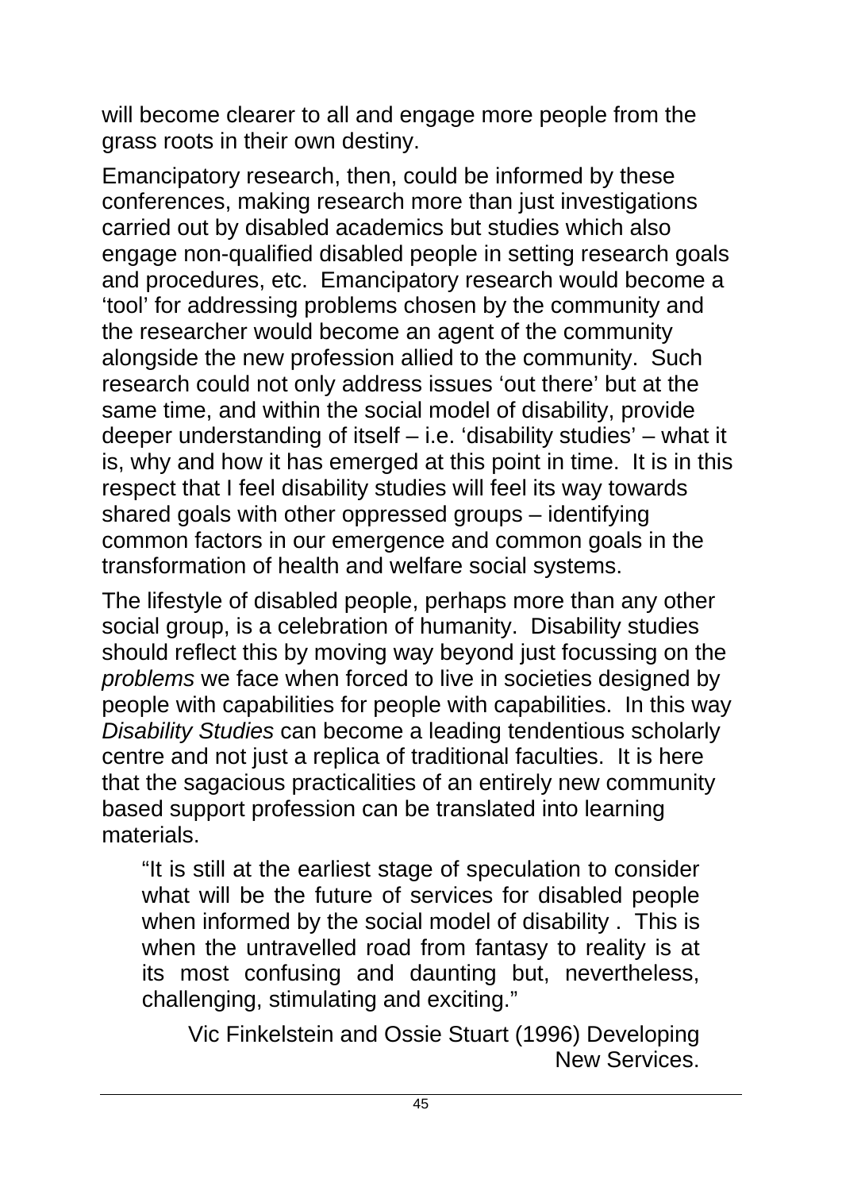will become clearer to all and engage more people from the grass roots in their own destiny.

Emancipatory research, then, could be informed by these conferences, making research more than just investigations carried out by disabled academics but studies which also engage non-qualified disabled people in setting research goals and procedures, etc. Emancipatory research would become a 'tool' for addressing problems chosen by the community and the researcher would become an agent of the community alongside the new profession allied to the community. Such research could not only address issues 'out there' but at the same time, and within the social model of disability, provide deeper understanding of itself – i.e. 'disability studies' – what it is, why and how it has emerged at this point in time. It is in this respect that I feel disability studies will feel its way towards shared goals with other oppressed groups – identifying common factors in our emergence and common goals in the transformation of health and welfare social systems.

The lifestyle of disabled people, perhaps more than any other social group, is a celebration of humanity. Disability studies should reflect this by moving way beyond just focussing on the *problems* we face when forced to live in societies designed by people with capabilities for people with capabilities. In this way *Disability Studies* can become a leading tendentious scholarly centre and not just a replica of traditional faculties. It is here that the sagacious practicalities of an entirely new community based support profession can be translated into learning materials.

> "It is still at the earliest stage of speculation to consider what will be the future of services for disabled people when informed by the social model of disability . This is when the untravelled road from fantasy to reality is at its most confusing and daunting but, nevertheless, challenging, stimulating and exciting."
>
> Vic Finkelstein and Ossie Stuart (1996) Developing New Services.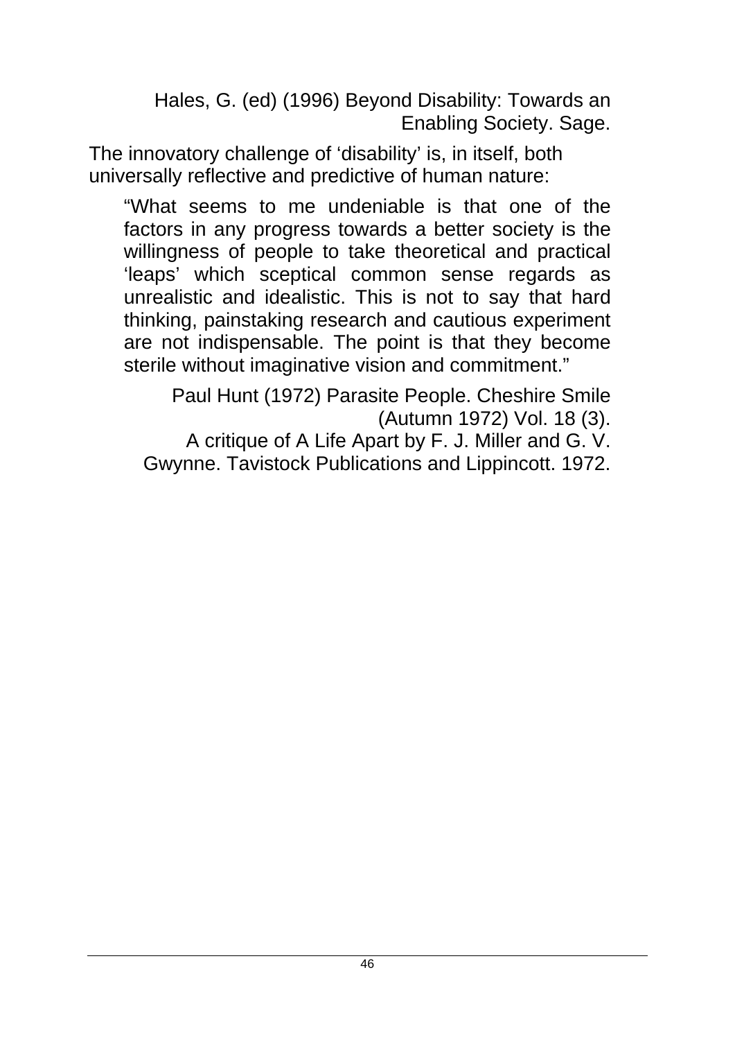Hales, G. (ed) (1996) Beyond Disability: Towards an Enabling Society. Sage.

The innovatory challenge of 'disability' is, in itself, both universally reflective and predictive of human nature:

> "What seems to me undeniable is that one of the factors in any progress towards a better society is the willingness of people to take theoretical and practical 'leaps' which sceptical common sense regards as unrealistic and idealistic. This is not to say that hard thinking, painstaking research and cautious experiment are not indispensable. The point is that they become sterile without imaginative vision and commitment."

Paul Hunt (1972) Parasite People. Cheshire Smile (Autumn 1972) Vol. 18 (3).
A critique of A Life Apart by F. J. Miller and G. V. Gwynne. Tavistock Publications and Lippincott. 1972.